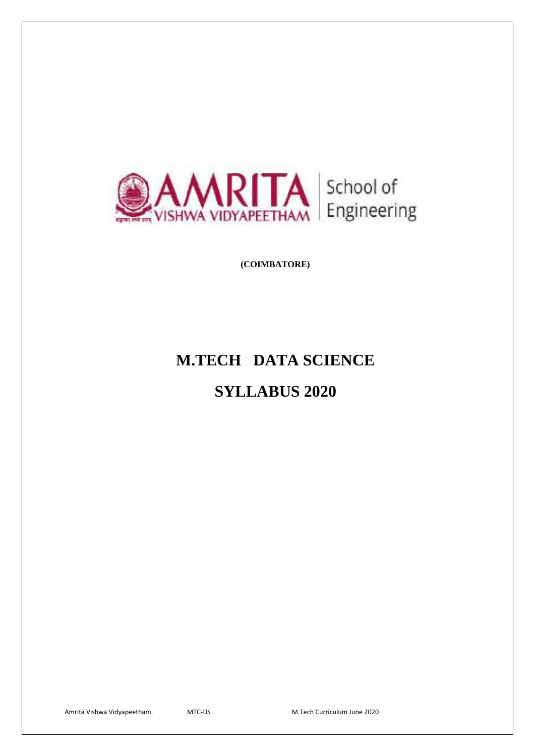AMRITA VISHWA VIDYAPEETHAM | School of Engineering

**(COIMBATORE)**

# M.TECH DATA SCIENCE

# SYLLABUS 2020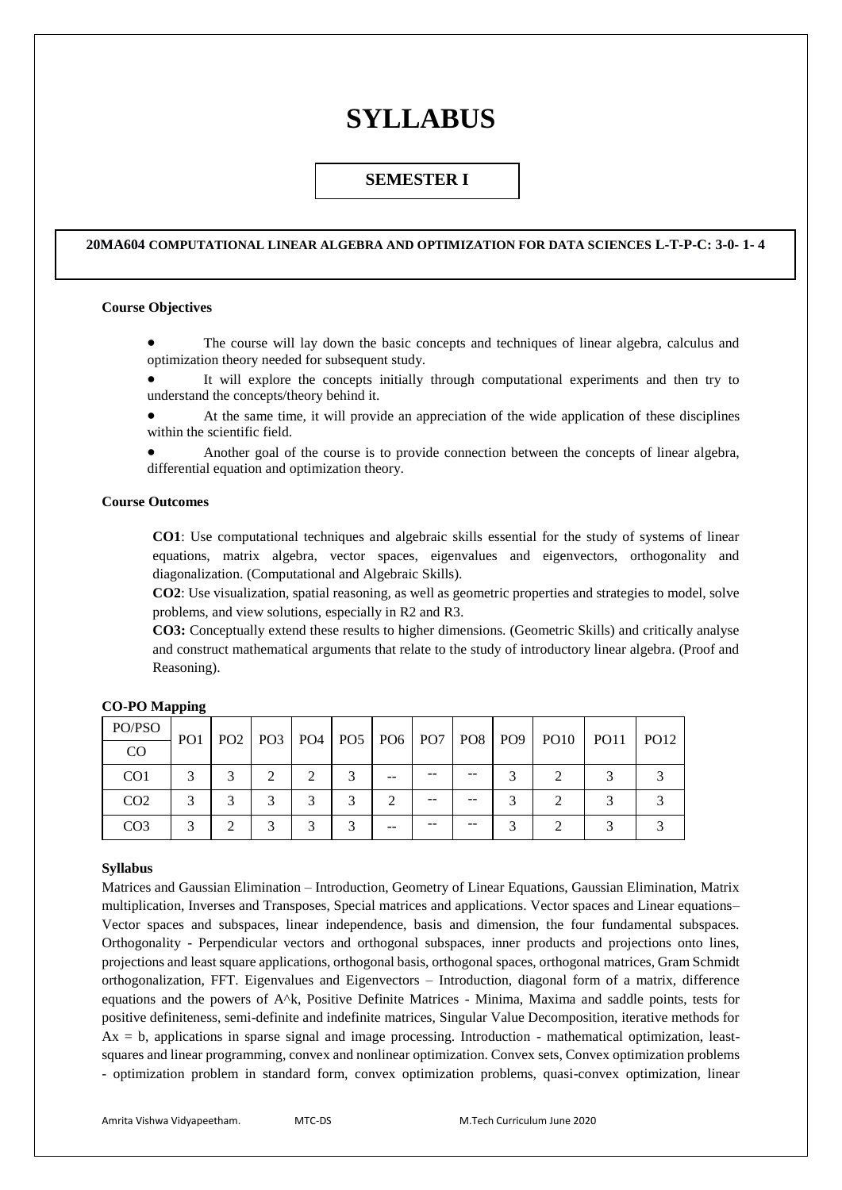# SYLLABUS

## SEMESTER I

**20MA604 COMPUTATIONAL LINEAR ALGEBRA AND OPTIMIZATION FOR DATA SCIENCES L-T-P-C: 3-0- 1- 4**

**Course Objectives**

- The course will lay down the basic concepts and techniques of linear algebra, calculus and optimization theory needed for subsequent study.
- It will explore the concepts initially through computational experiments and then try to understand the concepts/theory behind it.
- At the same time, it will provide an appreciation of the wide application of these disciplines within the scientific field.
- Another goal of the course is to provide connection between the concepts of linear algebra, differential equation and optimization theory.

**Course Outcomes**

**CO1**: Use computational techniques and algebraic skills essential for the study of systems of linear equations, matrix algebra, vector spaces, eigenvalues and eigenvectors, orthogonality and diagonalization. (Computational and Algebraic Skills).

**CO2**: Use visualization, spatial reasoning, as well as geometric properties and strategies to model, solve problems, and view solutions, especially in R2 and R3.

**CO3:** Conceptually extend these results to higher dimensions. (Geometric Skills) and critically analyse and construct mathematical arguments that relate to the study of introductory linear algebra. (Proof and Reasoning).

**CO-PO Mapping**

| PO/PSO<br>CO | PO1 | PO2 | PO3 | PO4 | PO5 | PO6 | PO7 | PO8 | PO9 | PO10 | PO11 | PO12 |
|---|---|---|---|---|---|---|---|---|---|---|---|---|
| CO1 | 3 | 3 | 2 | 2 | 3 | -- | -- | -- | 3 | 2 | 3 | 3 |
| CO2 | 3 | 3 | 3 | 3 | 3 | 2 | -- | -- | 3 | 2 | 3 | 3 |
| CO3 | 3 | 2 | 3 | 3 | 3 | -- | -- | -- | 3 | 2 | 3 | 3 |

**Syllabus**

Matrices and Gaussian Elimination – Introduction, Geometry of Linear Equations, Gaussian Elimination, Matrix multiplication, Inverses and Transposes, Special matrices and applications. Vector spaces and Linear equations– Vector spaces and subspaces, linear independence, basis and dimension, the four fundamental subspaces. Orthogonality - Perpendicular vectors and orthogonal subspaces, inner products and projections onto lines, projections and least square applications, orthogonal basis, orthogonal spaces, orthogonal matrices, Gram Schmidt orthogonalization, FFT. Eigenvalues and Eigenvectors – Introduction, diagonal form of a matrix, difference equations and the powers of A^k, Positive Definite Matrices - Minima, Maxima and saddle points, tests for positive definiteness, semi-definite and indefinite matrices, Singular Value Decomposition, iterative methods for $Ax = b$, applications in sparse signal and image processing. Introduction - mathematical optimization, least-squares and linear programming, convex and nonlinear optimization. Convex sets, Convex optimization problems - optimization problem in standard form, convex optimization problems, quasi-convex optimization, linear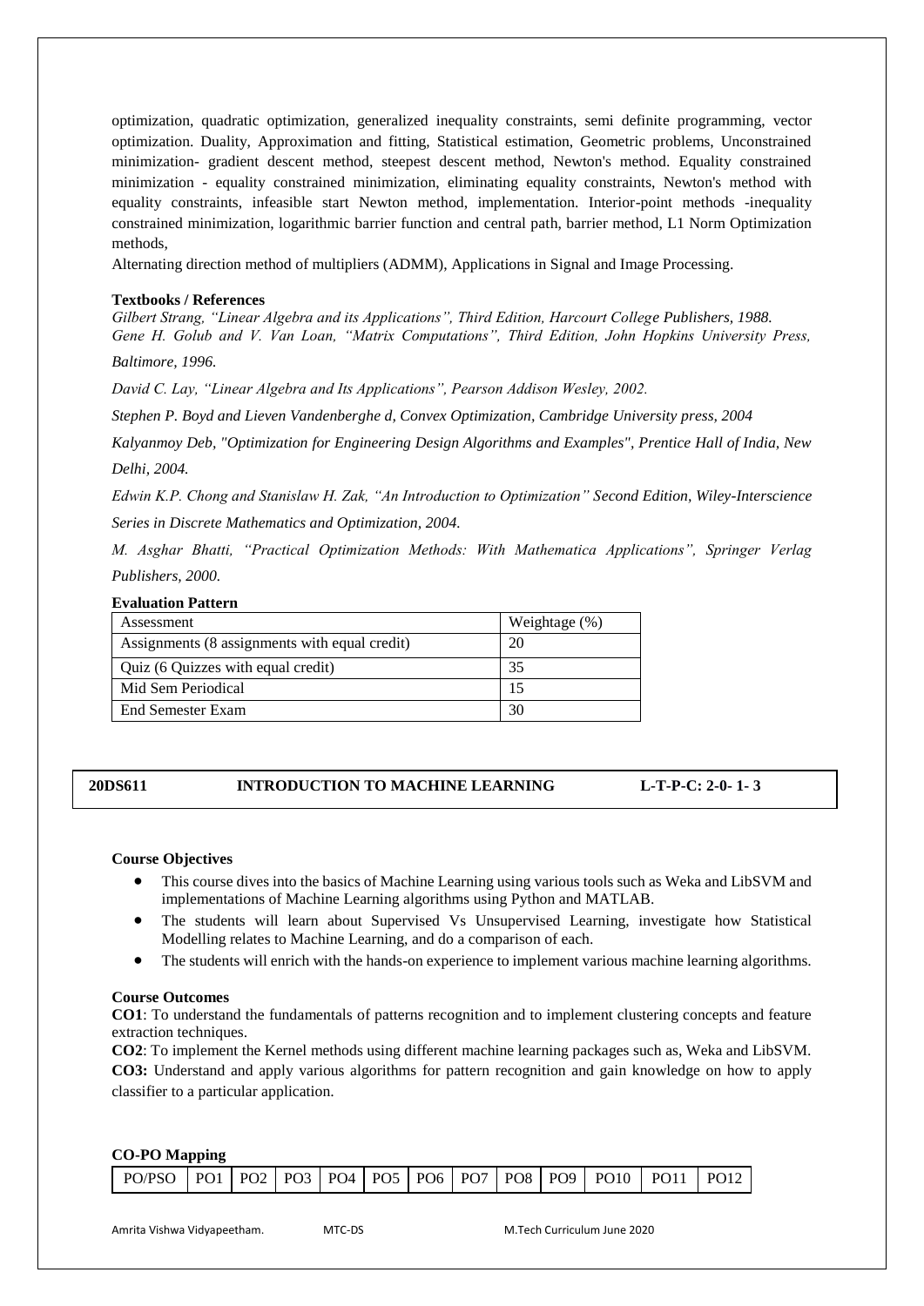optimization, quadratic optimization, generalized inequality constraints, semi definite programming, vector optimization. Duality, Approximation and fitting, Statistical estimation, Geometric problems, Unconstrained minimization- gradient descent method, steepest descent method, Newton's method. Equality constrained minimization - equality constrained minimization, eliminating equality constraints, Newton's method with equality constraints, infeasible start Newton method, implementation. Interior-point methods -inequality constrained minimization, logarithmic barrier function and central path, barrier method, L1 Norm Optimization methods,

Alternating direction method of multipliers (ADMM), Applications in Signal and Image Processing.

**Textbooks / References**

*Gilbert Strang, "Linear Algebra and its Applications", Third Edition, Harcourt College Publishers, 1988.*

*Gene H. Golub and V. Van Loan, "Matrix Computations", Third Edition, John Hopkins University Press, Baltimore, 1996.*

*David C. Lay, "Linear Algebra and Its Applications", Pearson Addison Wesley, 2002.*

*Stephen P. Boyd and Lieven Vandenberghe d, Convex Optimization, Cambridge University press, 2004*

*Kalyanmoy Deb, "Optimization for Engineering Design Algorithms and Examples", Prentice Hall of India, New Delhi, 2004.*

*Edwin K.P. Chong and Stanislaw H. Zak, "An Introduction to Optimization" Second Edition, Wiley-Interscience Series in Discrete Mathematics and Optimization, 2004.*

*M. Asghar Bhatti, "Practical Optimization Methods: With Mathematica Applications", Springer Verlag Publishers, 2000.*

**Evaluation Pattern**

| Assessment | Weightage (%) |
|---|---|
| Assignments (8 assignments with equal credit) | 20 |
| Quiz (6 Quizzes with equal credit) | 35 |
| Mid Sem Periodical | 15 |
| End Semester Exam | 30 |

## 20DS611 INTRODUCTION TO MACHINE LEARNING L-T-P-C: 2-0- 1- 3

**Course Objectives**

- This course dives into the basics of Machine Learning using various tools such as Weka and LibSVM and implementations of Machine Learning algorithms using Python and MATLAB.
- The students will learn about Supervised Vs Unsupervised Learning, investigate how Statistical Modelling relates to Machine Learning, and do a comparison of each.
- The students will enrich with the hands-on experience to implement various machine learning algorithms.

**Course Outcomes**

**CO1**: To understand the fundamentals of patterns recognition and to implement clustering concepts and feature extraction techniques.

**CO2**: To implement the Kernel methods using different machine learning packages such as, Weka and LibSVM.

**CO3:** Understand and apply various algorithms for pattern recognition and gain knowledge on how to apply classifier to a particular application.

**CO-PO Mapping**

| PO/PSO | PO1 | PO2 | PO3 | PO4 | PO5 | PO6 | PO7 | PO8 | PO9 | PO10 | PO11 | PO12 |
|---|---|---|---|---|---|---|---|---|---|---|---|---|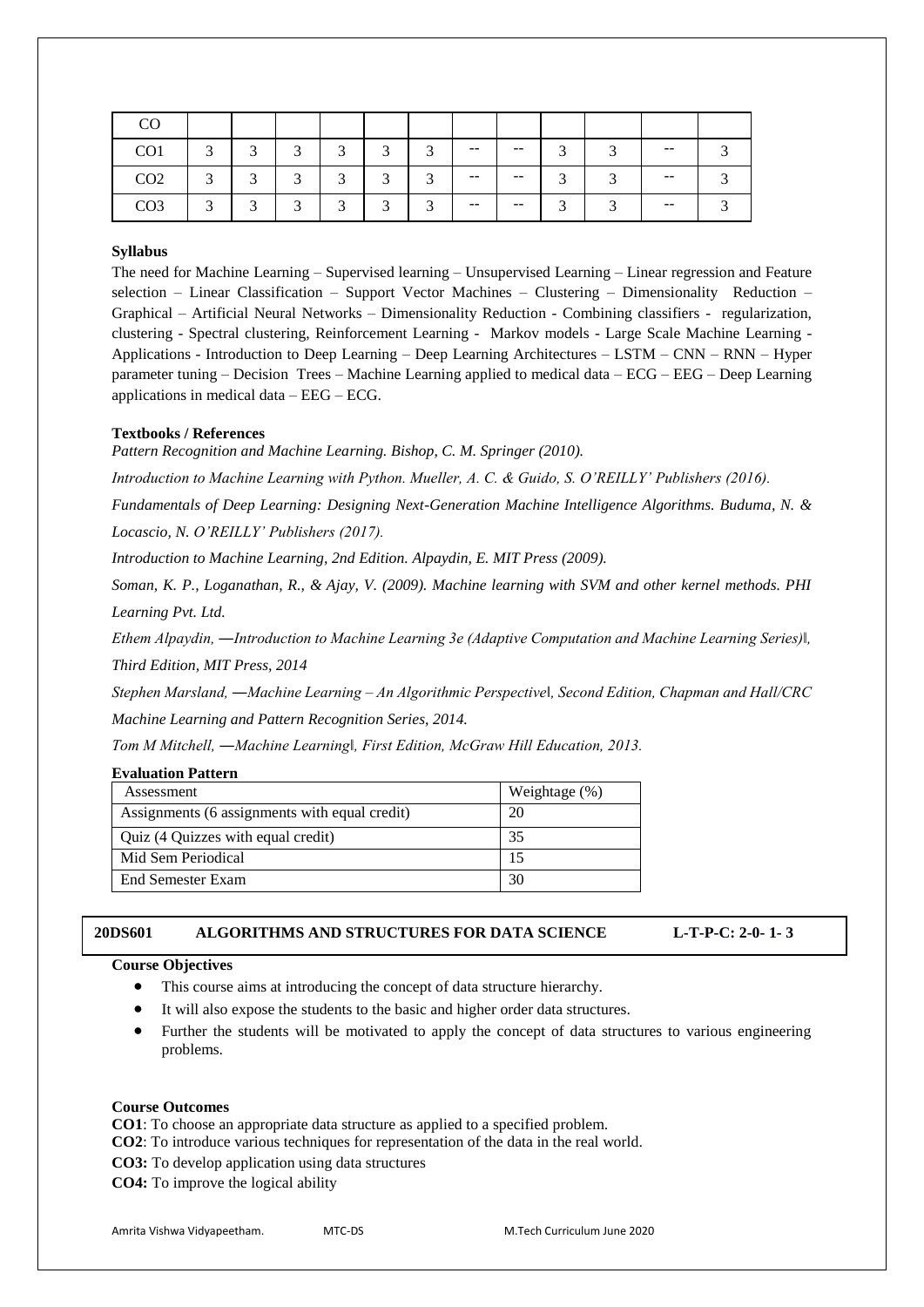| CO | | | | | | | | | | | | |
|---|---|---|---|---|---|---|---|---|---|---|---|---|
| CO1 | 3 | 3 | 3 | 3 | 3 | 3 | -- | -- | 3 | 3 | -- | 3 |
| CO2 | 3 | 3 | 3 | 3 | 3 | 3 | -- | -- | 3 | 3 | -- | 3 |
| CO3 | 3 | 3 | 3 | 3 | 3 | 3 | -- | -- | 3 | 3 | -- | 3 |

**Syllabus**

The need for Machine Learning – Supervised learning – Unsupervised Learning – Linear regression and Feature selection – Linear Classification – Support Vector Machines – Clustering – Dimensionality Reduction – Graphical – Artificial Neural Networks – Dimensionality Reduction - Combining classifiers - regularization, clustering - Spectral clustering, Reinforcement Learning - Markov models - Large Scale Machine Learning - Applications - Introduction to Deep Learning – Deep Learning Architectures – LSTM – CNN – RNN – Hyper parameter tuning – Decision Trees – Machine Learning applied to medical data – ECG – EEG – Deep Learning applications in medical data – EEG – ECG.

**Textbooks / References**

*Pattern Recognition and Machine Learning. Bishop, C. M. Springer (2010).*

*Introduction to Machine Learning with Python. Mueller, A. C. & Guido, S. O'REILLY' Publishers (2016).*

*Fundamentals of Deep Learning: Designing Next-Generation Machine Intelligence Algorithms. Buduma, N. & Locascio, N. O'REILLY' Publishers (2017).*

*Introduction to Machine Learning, 2nd Edition. Alpaydin, E. MIT Press (2009).*

*Soman, K. P., Loganathan, R., & Ajay, V. (2009). Machine learning with SVM and other kernel methods. PHI Learning Pvt. Ltd.*

*Ethem Alpaydin, ―Introduction to Machine Learning 3e (Adaptive Computation and Machine Learning Series)‖, Third Edition, MIT Press, 2014*

*Stephen Marsland, ―Machine Learning – An Algorithmic Perspective‖, Second Edition, Chapman and Hall/CRC Machine Learning and Pattern Recognition Series, 2014.*

*Tom M Mitchell, ―Machine Learning‖, First Edition, McGraw Hill Education, 2013.*

**Evaluation Pattern**

| Assessment | Weightage (%) |
|---|---|
| Assignments (6 assignments with equal credit) | 20 |
| Quiz (4 Quizzes with equal credit) | 35 |
| Mid Sem Periodical | 15 |
| End Semester Exam | 30 |

## 20DS601 ALGORITHMS AND STRUCTURES FOR DATA SCIENCE L-T-P-C: 2-0- 1- 3

**Course Objectives**

- This course aims at introducing the concept of data structure hierarchy.
- It will also expose the students to the basic and higher order data structures.
- Further the students will be motivated to apply the concept of data structures to various engineering problems.

**Course Outcomes**

**CO1**: To choose an appropriate data structure as applied to a specified problem.

**CO2**: To introduce various techniques for representation of the data in the real world.

**CO3:** To develop application using data structures

**CO4:** To improve the logical ability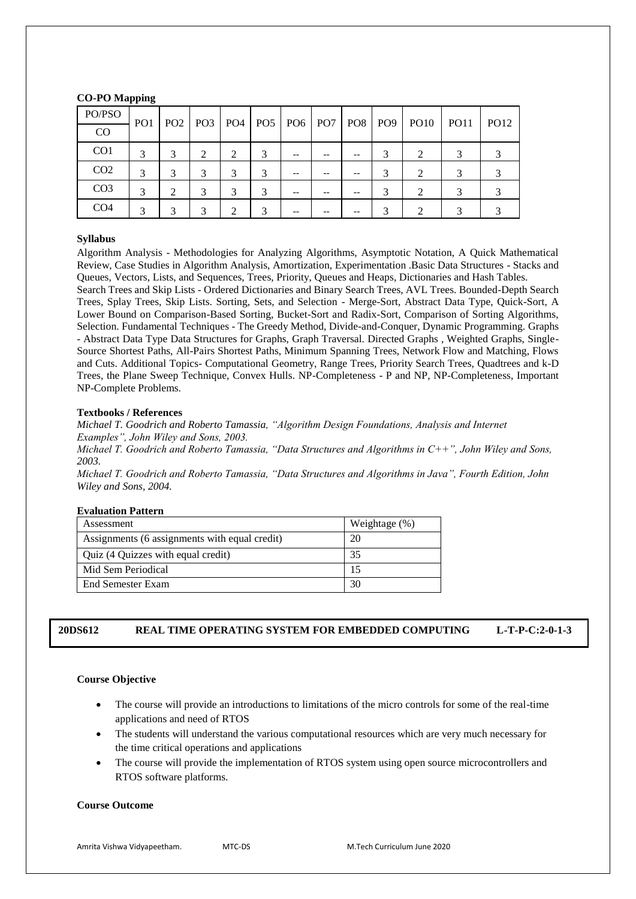**CO-PO Mapping**

| PO/PSO<br>CO | PO1 | PO2 | PO3 | PO4 | PO5 | PO6 | PO7 | PO8 | PO9 | PO10 | PO11 | PO12 |
|---|---|---|---|---|---|---|---|---|---|---|---|---|
| CO1 | 3 | 3 | 2 | 2 | 3 | -- | -- | -- | 3 | 2 | 3 | 3 |
| CO2 | 3 | 3 | 3 | 3 | 3 | -- | -- | -- | 3 | 2 | 3 | 3 |
| CO3 | 3 | 2 | 3 | 3 | 3 | -- | -- | -- | 3 | 2 | 3 | 3 |
| CO4 | 3 | 3 | 3 | 2 | 3 | -- | -- | -- | 3 | 2 | 3 | 3 |

**Syllabus**

Algorithm Analysis - Methodologies for Analyzing Algorithms, Asymptotic Notation, A Quick Mathematical Review, Case Studies in Algorithm Analysis, Amortization, Experimentation .Basic Data Structures - Stacks and Queues, Vectors, Lists, and Sequences, Trees, Priority, Queues and Heaps, Dictionaries and Hash Tables. Search Trees and Skip Lists - Ordered Dictionaries and Binary Search Trees, AVL Trees. Bounded-Depth Search Trees, Splay Trees, Skip Lists. Sorting, Sets, and Selection - Merge-Sort, Abstract Data Type, Quick-Sort, A Lower Bound on Comparison-Based Sorting, Bucket-Sort and Radix-Sort, Comparison of Sorting Algorithms, Selection. Fundamental Techniques - The Greedy Method, Divide-and-Conquer, Dynamic Programming. Graphs - Abstract Data Type Data Structures for Graphs, Graph Traversal. Directed Graphs , Weighted Graphs, Single-Source Shortest Paths, All-Pairs Shortest Paths, Minimum Spanning Trees, Network Flow and Matching, Flows and Cuts. Additional Topics- Computational Geometry, Range Trees, Priority Search Trees, Quadtrees and k-D Trees, the Plane Sweep Technique, Convex Hulls. NP-Completeness - P and NP, NP-Completeness, Important NP-Complete Problems.

**Textbooks / References**

*Michael T. Goodrich and Roberto Tamassia, "Algorithm Design Foundations, Analysis and Internet Examples", John Wiley and Sons, 2003.*

*Michael T. Goodrich and Roberto Tamassia, "Data Structures and Algorithms in C++", John Wiley and Sons, 2003.*

*Michael T. Goodrich and Roberto Tamassia, "Data Structures and Algorithms in Java", Fourth Edition, John Wiley and Sons, 2004.*

**Evaluation Pattern**

| Assessment | Weightage (%) |
|---|---|
| Assignments (6 assignments with equal credit) | 20 |
| Quiz (4 Quizzes with equal credit) | 35 |
| Mid Sem Periodical | 15 |
| End Semester Exam | 30 |

## 20DS612 REAL TIME OPERATING SYSTEM FOR EMBEDDED COMPUTING L-T-P-C:2-0-1-3

**Course Objective**

- The course will provide an introductions to limitations of the micro controls for some of the real-time applications and need of RTOS
- The students will understand the various computational resources which are very much necessary for the time critical operations and applications
- The course will provide the implementation of RTOS system using open source microcontrollers and RTOS software platforms.

**Course Outcome**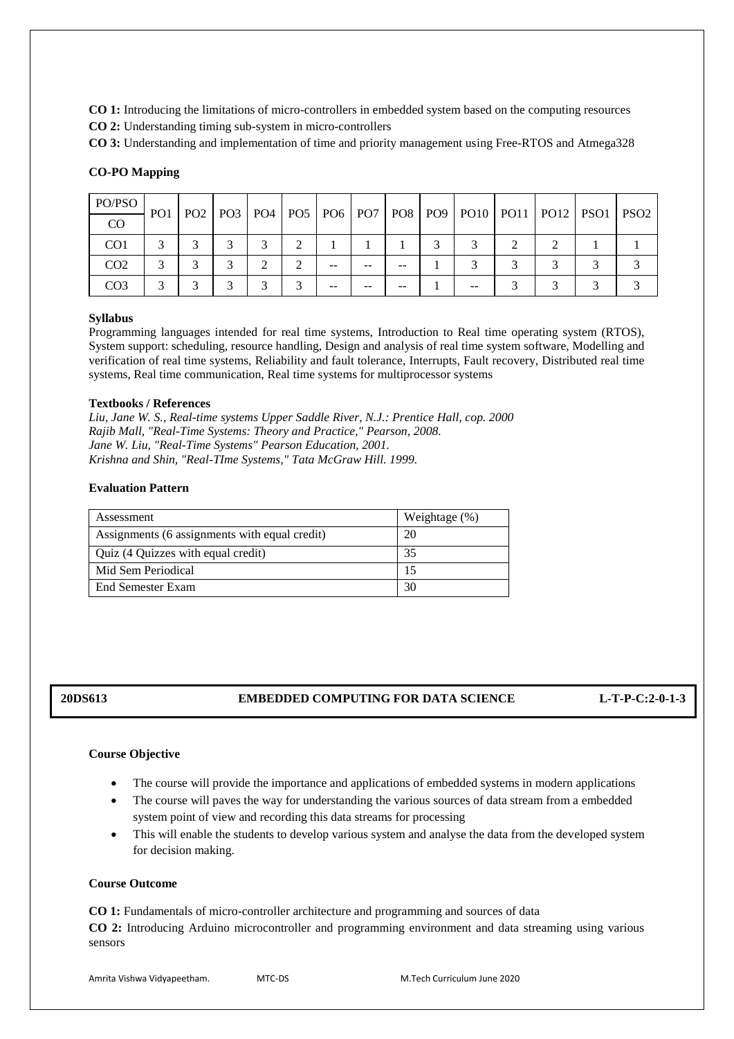**CO 1:** Introducing the limitations of micro-controllers in embedded system based on the computing resources

**CO 2:** Understanding timing sub-system in micro-controllers

**CO 3:** Understanding and implementation of time and priority management using Free-RTOS and Atmega328

**CO-PO Mapping**

| PO/PSO<br>CO | PO1 | PO2 | PO3 | PO4 | PO5 | PO6 | PO7 | PO8 | PO9 | PO10 | PO11 | PO12 | PSO1 | PSO2 |
|---|---|---|---|---|---|---|---|---|---|---|---|---|---|---|
| CO1 | 3 | 3 | 3 | 3 | 2 | 1 | 1 | 1 | 3 | 3 | 2 | 2 | 1 | 1 |
| CO2 | 3 | 3 | 3 | 2 | 2 | -- | -- | -- | 1 | 3 | 3 | 3 | 3 | 3 |
| CO3 | 3 | 3 | 3 | 3 | 3 | -- | -- | -- | 1 | -- | 3 | 3 | 3 | 3 |

**Syllabus**

Programming languages intended for real time systems, Introduction to Real time operating system (RTOS), System support: scheduling, resource handling, Design and analysis of real time system software, Modelling and verification of real time systems, Reliability and fault tolerance, Interrupts, Fault recovery, Distributed real time systems, Real time communication, Real time systems for multiprocessor systems

**Textbooks / References**

*Liu, Jane W. S., Real-time systems Upper Saddle River, N.J.: Prentice Hall, cop. 2000*
*Rajib Mall, "Real-Time Systems: Theory and Practice," Pearson, 2008.*
*Jane W. Liu, "Real-Time Systems" Pearson Education, 2001.*
*Krishna and Shin, "Real-TIme Systems," Tata McGraw Hill. 1999.*

**Evaluation Pattern**

| Assessment | Weightage (%) |
|---|---|
| Assignments (6 assignments with equal credit) | 20 |
| Quiz (4 Quizzes with equal credit) | 35 |
| Mid Sem Periodical | 15 |
| End Semester Exam | 30 |

## 20DS613 EMBEDDED COMPUTING FOR DATA SCIENCE L-T-P-C:2-0-1-3

**Course Objective**

- The course will provide the importance and applications of embedded systems in modern applications
- The course will paves the way for understanding the various sources of data stream from a embedded system point of view and recording this data streams for processing
- This will enable the students to develop various system and analyse the data from the developed system for decision making.

**Course Outcome**

**CO 1:** Fundamentals of micro-controller architecture and programming and sources of data

**CO 2:** Introducing Arduino microcontroller and programming environment and data streaming using various sensors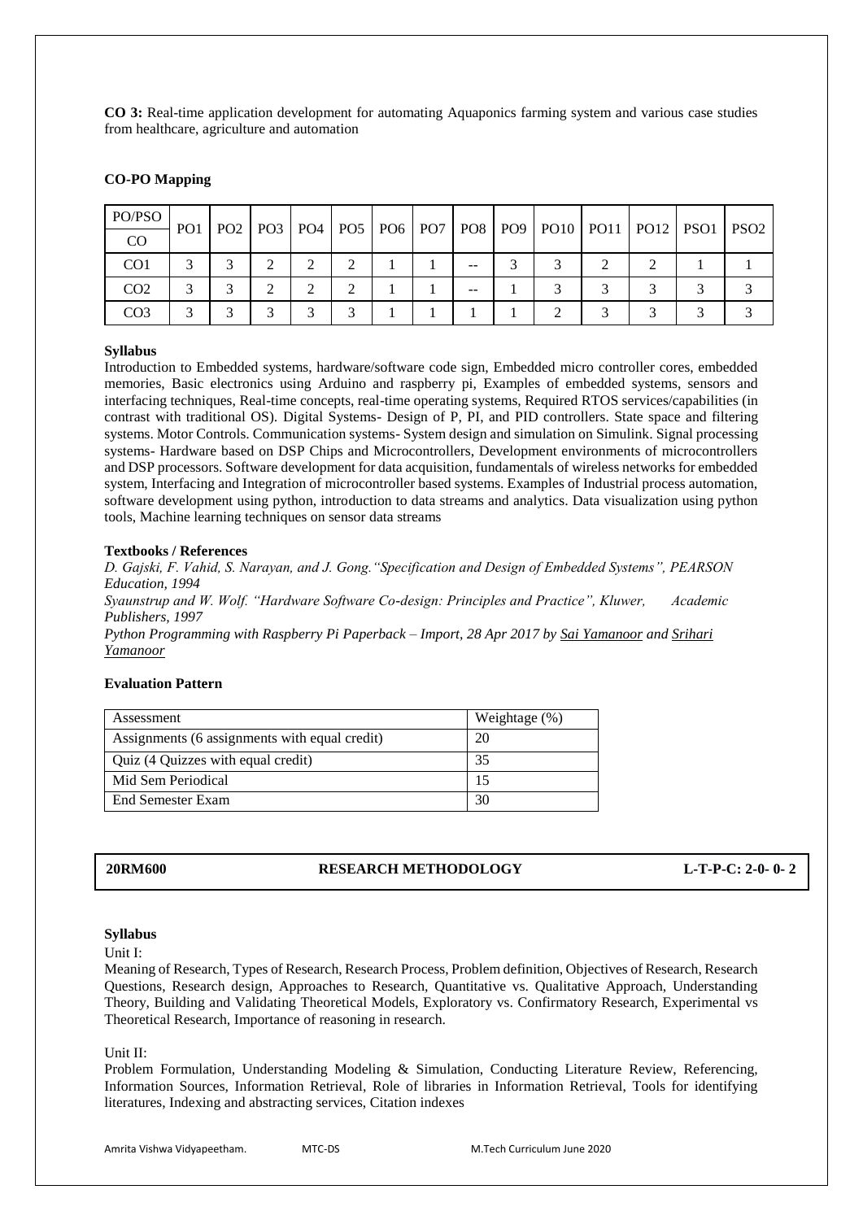**CO 3:** Real-time application development for automating Aquaponics farming system and various case studies from healthcare, agriculture and automation

**CO-PO Mapping**

| PO/PSO<br>CO | PO1 | PO2 | PO3 | PO4 | PO5 | PO6 | PO7 | PO8 | PO9 | PO10 | PO11 | PO12 | PSO1 | PSO2 |
|---|---|---|---|---|---|---|---|---|---|---|---|---|---|---|
| CO1 | 3 | 3 | 2 | 2 | 2 | 1 | 1 | -- | 3 | 3 | 2 | 2 | 1 | 1 |
| CO2 | 3 | 3 | 2 | 2 | 2 | 1 | 1 | -- | 1 | 3 | 3 | 3 | 3 | 3 |
| CO3 | 3 | 3 | 3 | 3 | 3 | 1 | 1 | 1 | 1 | 2 | 3 | 3 | 3 | 3 |

**Syllabus**

Introduction to Embedded systems, hardware/software code sign, Embedded micro controller cores, embedded memories, Basic electronics using Arduino and raspberry pi, Examples of embedded systems, sensors and interfacing techniques, Real-time concepts, real-time operating systems, Required RTOS services/capabilities (in contrast with traditional OS). Digital Systems- Design of P, PI, and PID controllers. State space and filtering systems. Motor Controls. Communication systems- System design and simulation on Simulink. Signal processing systems- Hardware based on DSP Chips and Microcontrollers, Development environments of microcontrollers and DSP processors. Software development for data acquisition, fundamentals of wireless networks for embedded system, Interfacing and Integration of microcontroller based systems. Examples of Industrial process automation, software development using python, introduction to data streams and analytics. Data visualization using python tools, Machine learning techniques on sensor data streams

**Textbooks / References**

*D. Gajski, F. Vahid, S. Narayan, and J. Gong."Specification and Design of Embedded Systems", PEARSON Education, 1994*

*Syaunstrup and W. Wolf. "Hardware Software Co-design: Principles and Practice", Kluwer, Academic Publishers, 1997*

*Python Programming with Raspberry Pi Paperback – Import, 28 Apr 2017 by Sai Yamanoor and Srihari Yamanoor*

**Evaluation Pattern**

| Assessment | Weightage (%) |
|---|---|
| Assignments (6 assignments with equal credit) | 20 |
| Quiz (4 Quizzes with equal credit) | 35 |
| Mid Sem Periodical | 15 |
| End Semester Exam | 30 |

**20RM600 RESEARCH METHODOLOGY L-T-P-C: 2-0- 0- 2**

**Syllabus**

Unit I:

Meaning of Research, Types of Research, Research Process, Problem definition, Objectives of Research, Research Questions, Research design, Approaches to Research, Quantitative vs. Qualitative Approach, Understanding Theory, Building and Validating Theoretical Models, Exploratory vs. Confirmatory Research, Experimental vs Theoretical Research, Importance of reasoning in research.

Unit II:

Problem Formulation, Understanding Modeling & Simulation, Conducting Literature Review, Referencing, Information Sources, Information Retrieval, Role of libraries in Information Retrieval, Tools for identifying literatures, Indexing and abstracting services, Citation indexes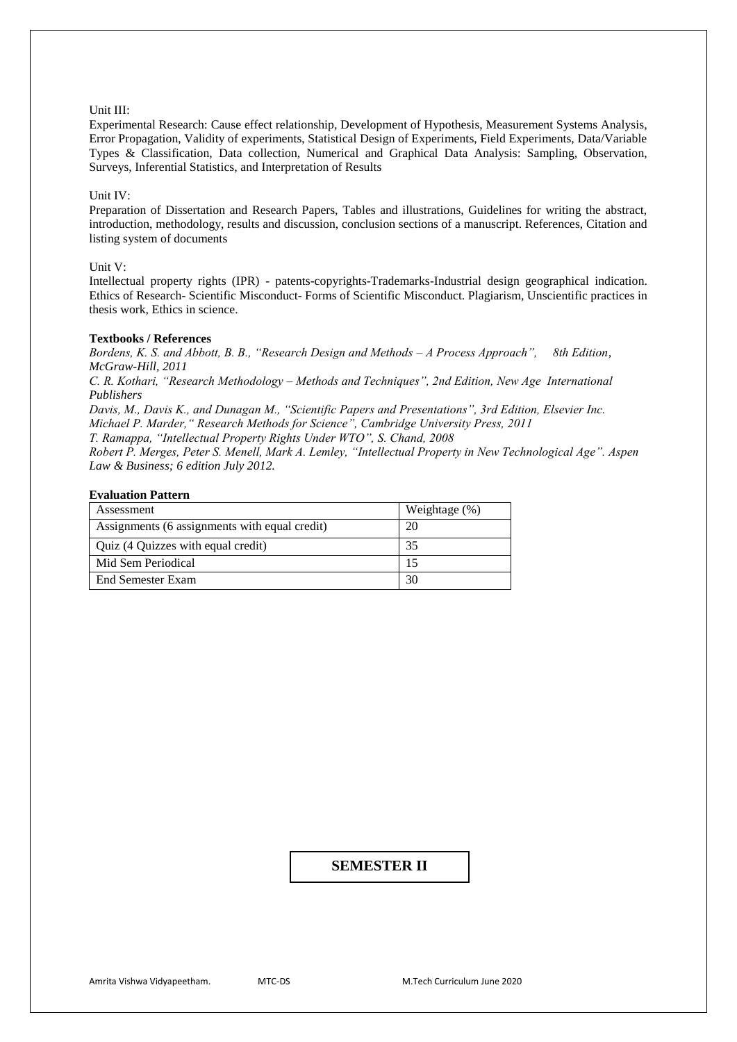Unit III:

Experimental Research: Cause effect relationship, Development of Hypothesis, Measurement Systems Analysis, Error Propagation, Validity of experiments, Statistical Design of Experiments, Field Experiments, Data/Variable Types & Classification, Data collection, Numerical and Graphical Data Analysis: Sampling, Observation, Surveys, Inferential Statistics, and Interpretation of Results

Unit IV:

Preparation of Dissertation and Research Papers, Tables and illustrations, Guidelines for writing the abstract, introduction, methodology, results and discussion, conclusion sections of a manuscript. References, Citation and listing system of documents

Unit V:

Intellectual property rights (IPR) - patents-copyrights-Trademarks-Industrial design geographical indication. Ethics of Research- Scientific Misconduct- Forms of Scientific Misconduct. Plagiarism, Unscientific practices in thesis work, Ethics in science.

**Textbooks / References**

*Bordens, K. S. and Abbott, B. B., "Research Design and Methods – A Process Approach", 8th Edition, McGraw-Hill, 2011*

*C. R. Kothari, "Research Methodology – Methods and Techniques", 2nd Edition, New Age International Publishers*

*Davis, M., Davis K., and Dunagan M., "Scientific Papers and Presentations", 3rd Edition, Elsevier Inc.*

*Michael P. Marder," Research Methods for Science", Cambridge University Press, 2011*

*T. Ramappa, "Intellectual Property Rights Under WTO", S. Chand, 2008*

*Robert P. Merges, Peter S. Menell, Mark A. Lemley, "Intellectual Property in New Technological Age". Aspen Law & Business; 6 edition July 2012.*

**Evaluation Pattern**

| Assessment | Weightage (%) |
|---|---|
| Assignments (6 assignments with equal credit) | 20 |
| Quiz (4 Quizzes with equal credit) | 35 |
| Mid Sem Periodical | 15 |
| End Semester Exam | 30 |

## SEMESTER II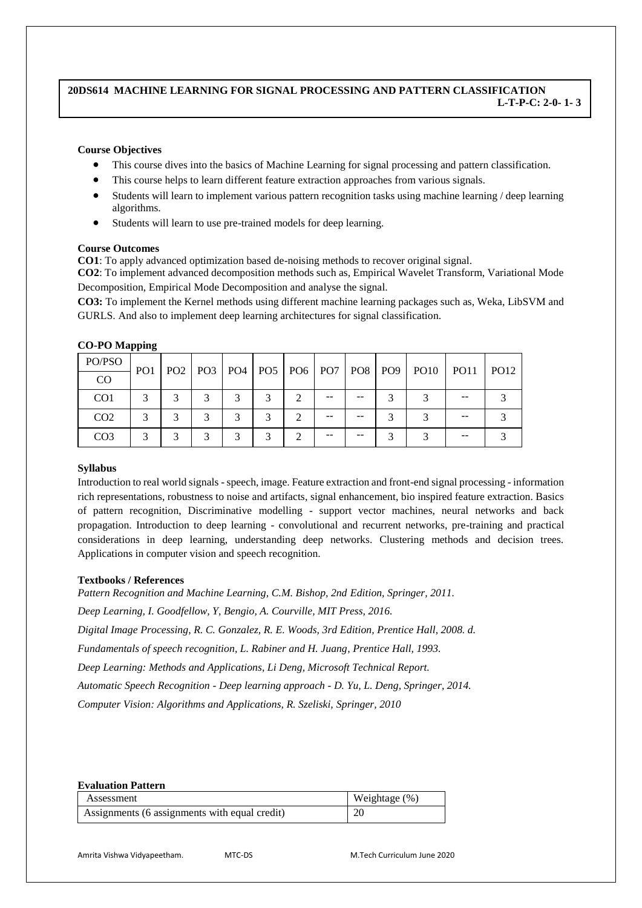## 20DS614 MACHINE LEARNING FOR SIGNAL PROCESSING AND PATTERN CLASSIFICATION

**L-T-P-C: 2-0- 1- 3**

**Course Objectives**

- This course dives into the basics of Machine Learning for signal processing and pattern classification.
- This course helps to learn different feature extraction approaches from various signals.
- Students will learn to implement various pattern recognition tasks using machine learning / deep learning algorithms.
- Students will learn to use pre-trained models for deep learning.

**Course Outcomes**

**CO1**: To apply advanced optimization based de-noising methods to recover original signal.

**CO2**: To implement advanced decomposition methods such as, Empirical Wavelet Transform, Variational Mode Decomposition, Empirical Mode Decomposition and analyse the signal.

**CO3:** To implement the Kernel methods using different machine learning packages such as, Weka, LibSVM and GURLS. And also to implement deep learning architectures for signal classification.

**CO-PO Mapping**

| PO/PSO<br>CO | PO1 | PO2 | PO3 | PO4 | PO5 | PO6 | PO7 | PO8 | PO9 | PO10 | PO11 | PO12 |
|---|---|---|---|---|---|---|---|---|---|---|---|---|
| CO1 | 3 | 3 | 3 | 3 | 3 | 2 | -- | -- | 3 | 3 | -- | 3 |
| CO2 | 3 | 3 | 3 | 3 | 3 | 2 | -- | -- | 3 | 3 | -- | 3 |
| CO3 | 3 | 3 | 3 | 3 | 3 | 2 | -- | -- | 3 | 3 | -- | 3 |

**Syllabus**

Introduction to real world signals - speech, image. Feature extraction and front-end signal processing - information rich representations, robustness to noise and artifacts, signal enhancement, bio inspired feature extraction. Basics of pattern recognition, Discriminative modelling - support vector machines, neural networks and back propagation. Introduction to deep learning - convolutional and recurrent networks, pre-training and practical considerations in deep learning, understanding deep networks. Clustering methods and decision trees. Applications in computer vision and speech recognition.

**Textbooks / References**

*Pattern Recognition and Machine Learning, C.M. Bishop, 2nd Edition, Springer, 2011.*

*Deep Learning, I. Goodfellow, Y, Bengio, A. Courville, MIT Press, 2016.*

*Digital Image Processing, R. C. Gonzalez, R. E. Woods, 3rd Edition, Prentice Hall, 2008. d.*

*Fundamentals of speech recognition, L. Rabiner and H. Juang, Prentice Hall, 1993.*

*Deep Learning: Methods and Applications, Li Deng, Microsoft Technical Report.*

*Automatic Speech Recognition - Deep learning approach - D. Yu, L. Deng, Springer, 2014.*

*Computer Vision: Algorithms and Applications, R. Szeliski, Springer, 2010*

**Evaluation Pattern**

| Assessment | Weightage (%) |
|---|---|
| Assignments (6 assignments with equal credit) | 20 |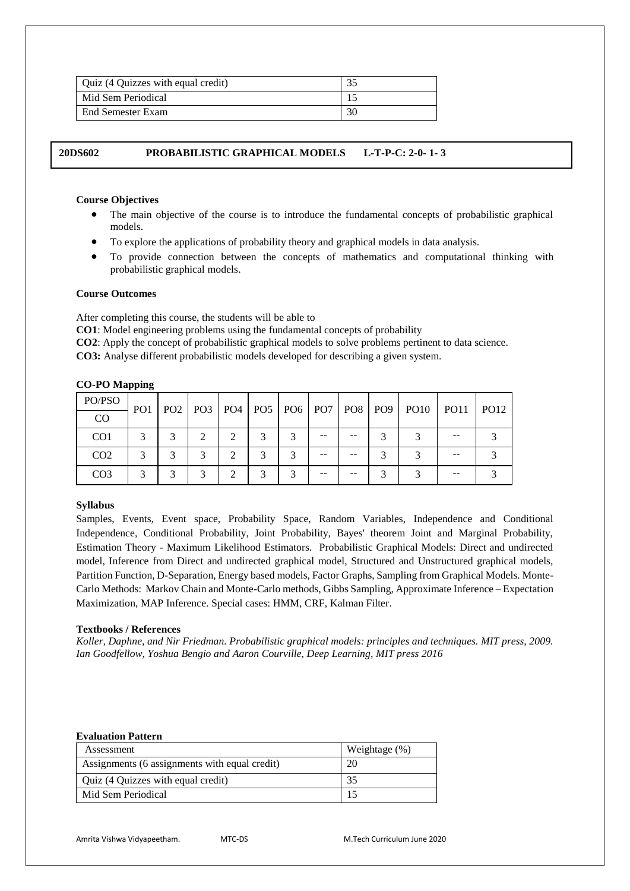| Quiz (4 Quizzes with equal credit) | 35 |
|---|---|
| Mid Sem Periodical | 15 |
| End Semester Exam | 30 |

**20DS602 PROBABILISTIC GRAPHICAL MODELS L-T-P-C: 2-0- 1- 3**

**Course Objectives**

- The main objective of the course is to introduce the fundamental concepts of probabilistic graphical models.
- To explore the applications of probability theory and graphical models in data analysis.
- To provide connection between the concepts of mathematics and computational thinking with probabilistic graphical models.

**Course Outcomes**

After completing this course, the students will be able to

**CO1**: Model engineering problems using the fundamental concepts of probability

**CO2**: Apply the concept of probabilistic graphical models to solve problems pertinent to data science.

**CO3:** Analyse different probabilistic models developed for describing a given system.

**CO-PO Mapping**

| PO/PSO<br>CO | PO1 | PO2 | PO3 | PO4 | PO5 | PO6 | PO7 | PO8 | PO9 | PO10 | PO11 | PO12 |
|---|---|---|---|---|---|---|---|---|---|---|---|---|
| CO1 | 3 | 3 | 2 | 2 | 3 | 3 | -- | -- | 3 | 3 | -- | 3 |
| CO2 | 3 | 3 | 3 | 2 | 3 | 3 | -- | -- | 3 | 3 | -- | 3 |
| CO3 | 3 | 3 | 3 | 2 | 3 | 3 | -- | -- | 3 | 3 | -- | 3 |

**Syllabus**

Samples, Events, Event space, Probability Space, Random Variables, Independence and Conditional Independence, Conditional Probability, Joint Probability, Bayes' theorem Joint and Marginal Probability, Estimation Theory - Maximum Likelihood Estimators. Probabilistic Graphical Models: Direct and undirected model, Inference from Direct and undirected graphical model, Structured and Unstructured graphical models, Partition Function, D-Separation, Energy based models, Factor Graphs, Sampling from Graphical Models. Monte-Carlo Methods: Markov Chain and Monte-Carlo methods, Gibbs Sampling, Approximate Inference – Expectation Maximization, MAP Inference. Special cases: HMM, CRF, Kalman Filter.

**Textbooks / References**

*Koller, Daphne, and Nir Friedman. Probabilistic graphical models: principles and techniques. MIT press, 2009.*
*Ian Goodfellow, Yoshua Bengio and Aaron Courville, Deep Learning, MIT press 2016*

**Evaluation Pattern**

| Assessment | Weightage (%) |
|---|---|
| Assignments (6 assignments with equal credit) | 20 |
| Quiz (4 Quizzes with equal credit) | 35 |
| Mid Sem Periodical | 15 |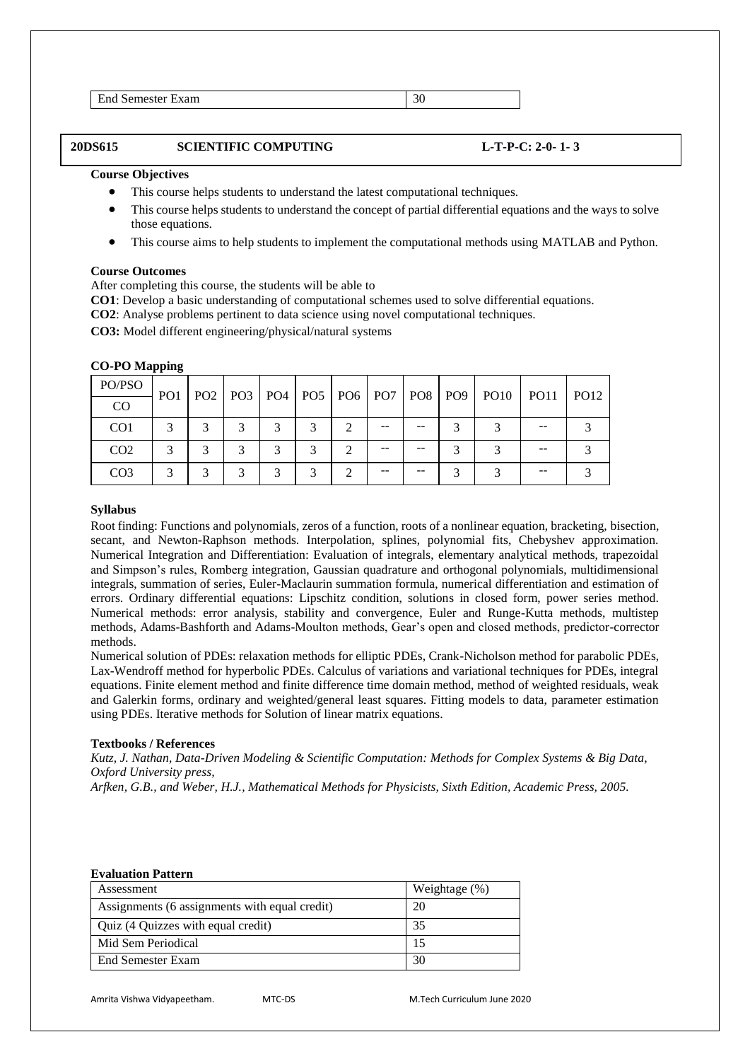| End Semester Exam | 30 |
|---|---|

**20DS615 SCIENTIFIC COMPUTING L-T-P-C: 2-0- 1- 3**

**Course Objectives**

- This course helps students to understand the latest computational techniques.
- This course helps students to understand the concept of partial differential equations and the ways to solve those equations.
- This course aims to help students to implement the computational methods using MATLAB and Python.

**Course Outcomes**

After completing this course, the students will be able to

**CO1**: Develop a basic understanding of computational schemes used to solve differential equations.

**CO2**: Analyse problems pertinent to data science using novel computational techniques.

**CO3:** Model different engineering/physical/natural systems

**CO-PO Mapping**

| PO/PSO<br>CO | PO1 | PO2 | PO3 | PO4 | PO5 | PO6 | PO7 | PO8 | PO9 | PO10 | PO11 | PO12 |
|---|---|---|---|---|---|---|---|---|---|---|---|---|
| CO1 | 3 | 3 | 3 | 3 | 3 | 2 | -- | -- | 3 | 3 | -- | 3 |
| CO2 | 3 | 3 | 3 | 3 | 3 | 2 | -- | -- | 3 | 3 | -- | 3 |
| CO3 | 3 | 3 | 3 | 3 | 3 | 2 | -- | -- | 3 | 3 | -- | 3 |

**Syllabus**

Root finding: Functions and polynomials, zeros of a function, roots of a nonlinear equation, bracketing, bisection, secant, and Newton-Raphson methods. Interpolation, splines, polynomial fits, Chebyshev approximation. Numerical Integration and Differentiation: Evaluation of integrals, elementary analytical methods, trapezoidal and Simpson's rules, Romberg integration, Gaussian quadrature and orthogonal polynomials, multidimensional integrals, summation of series, Euler-Maclaurin summation formula, numerical differentiation and estimation of errors. Ordinary differential equations: Lipschitz condition, solutions in closed form, power series method. Numerical methods: error analysis, stability and convergence, Euler and Runge-Kutta methods, multistep methods, Adams-Bashforth and Adams-Moulton methods, Gear's open and closed methods, predictor-corrector methods.

Numerical solution of PDEs: relaxation methods for elliptic PDEs, Crank-Nicholson method for parabolic PDEs, Lax-Wendroff method for hyperbolic PDEs. Calculus of variations and variational techniques for PDEs, integral equations. Finite element method and finite difference time domain method, method of weighted residuals, weak and Galerkin forms, ordinary and weighted/general least squares. Fitting models to data, parameter estimation using PDEs. Iterative methods for Solution of linear matrix equations.

**Textbooks / References**

*Kutz, J. Nathan, Data-Driven Modeling & Scientific Computation: Methods for Complex Systems & Big Data, Oxford University press,*

*Arfken, G.B., and Weber, H.J., Mathematical Methods for Physicists, Sixth Edition, Academic Press, 2005.*

**Evaluation Pattern**

| Assessment | Weightage (%) |
|---|---|
| Assignments (6 assignments with equal credit) | 20 |
| Quiz (4 Quizzes with equal credit) | 35 |
| Mid Sem Periodical | 15 |
| End Semester Exam | 30 |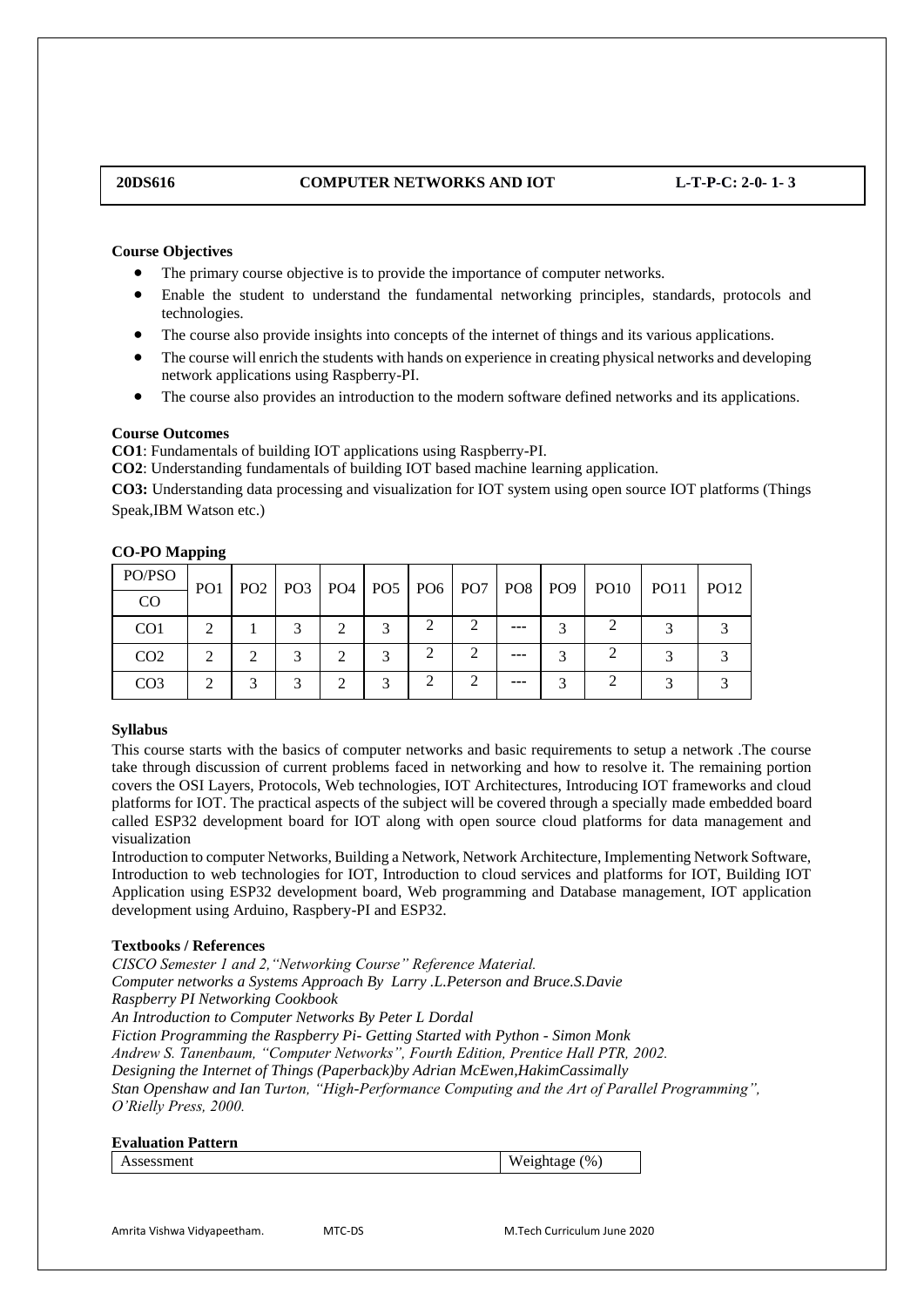| 20DS616 | COMPUTER NETWORKS AND IOT | L-T-P-C: 2-0- 1- 3 |
|---|---|---|

**Course Objectives**

- The primary course objective is to provide the importance of computer networks.
- Enable the student to understand the fundamental networking principles, standards, protocols and technologies.
- The course also provide insights into concepts of the internet of things and its various applications.
- The course will enrich the students with hands on experience in creating physical networks and developing network applications using Raspberry-PI.
- The course also provides an introduction to the modern software defined networks and its applications.

**Course Outcomes**

**CO1**: Fundamentals of building IOT applications using Raspberry-PI.

**CO2**: Understanding fundamentals of building IOT based machine learning application.

**CO3:** Understanding data processing and visualization for IOT system using open source IOT platforms (Things Speak,IBM Watson etc.)

**CO-PO Mapping**

| PO/PSO<br>CO | PO1 | PO2 | PO3 | PO4 | PO5 | PO6 | PO7 | PO8 | PO9 | PO10 | PO11 | PO12 |
|---|---|---|---|---|---|---|---|---|---|---|---|---|
| CO1 | 2 | 1 | 3 | 2 | 3 | 2 | 2 | --- | 3 | 2 | 3 | 3 |
| CO2 | 2 | 2 | 3 | 2 | 3 | 2 | 2 | --- | 3 | 2 | 3 | 3 |
| CO3 | 2 | 3 | 3 | 2 | 3 | 2 | 2 | --- | 3 | 2 | 3 | 3 |

**Syllabus**

This course starts with the basics of computer networks and basic requirements to setup a network .The course take through discussion of current problems faced in networking and how to resolve it. The remaining portion covers the OSI Layers, Protocols, Web technologies, IOT Architectures, Introducing IOT frameworks and cloud platforms for IOT. The practical aspects of the subject will be covered through a specially made embedded board called ESP32 development board for IOT along with open source cloud platforms for data management and visualization

Introduction to computer Networks, Building a Network, Network Architecture, Implementing Network Software, Introduction to web technologies for IOT, Introduction to cloud services and platforms for IOT, Building IOT Application using ESP32 development board, Web programming and Database management, IOT application development using Arduino, Raspbery-PI and ESP32.

**Textbooks / References**

*CISCO Semester 1 and 2,"Networking Course" Reference Material.*
*Computer networks a Systems Approach By Larry .L.Peterson and Bruce.S.Davie*
*Raspberry PI Networking Cookbook*
*An Introduction to Computer Networks By Peter L Dordal*
*Fiction Programming the Raspberry Pi- Getting Started with Python - Simon Monk*
*Andrew S. Tanenbaum, "Computer Networks", Fourth Edition, Prentice Hall PTR, 2002.*
*Designing the Internet of Things (Paperback)by Adrian McEwen,HakimCassimally*
*Stan Openshaw and Ian Turton, "High-Performance Computing and the Art of Parallel Programming", O'Rielly Press, 2000.*

**Evaluation Pattern**

| Assessment | Weightage (%) |
|---|---|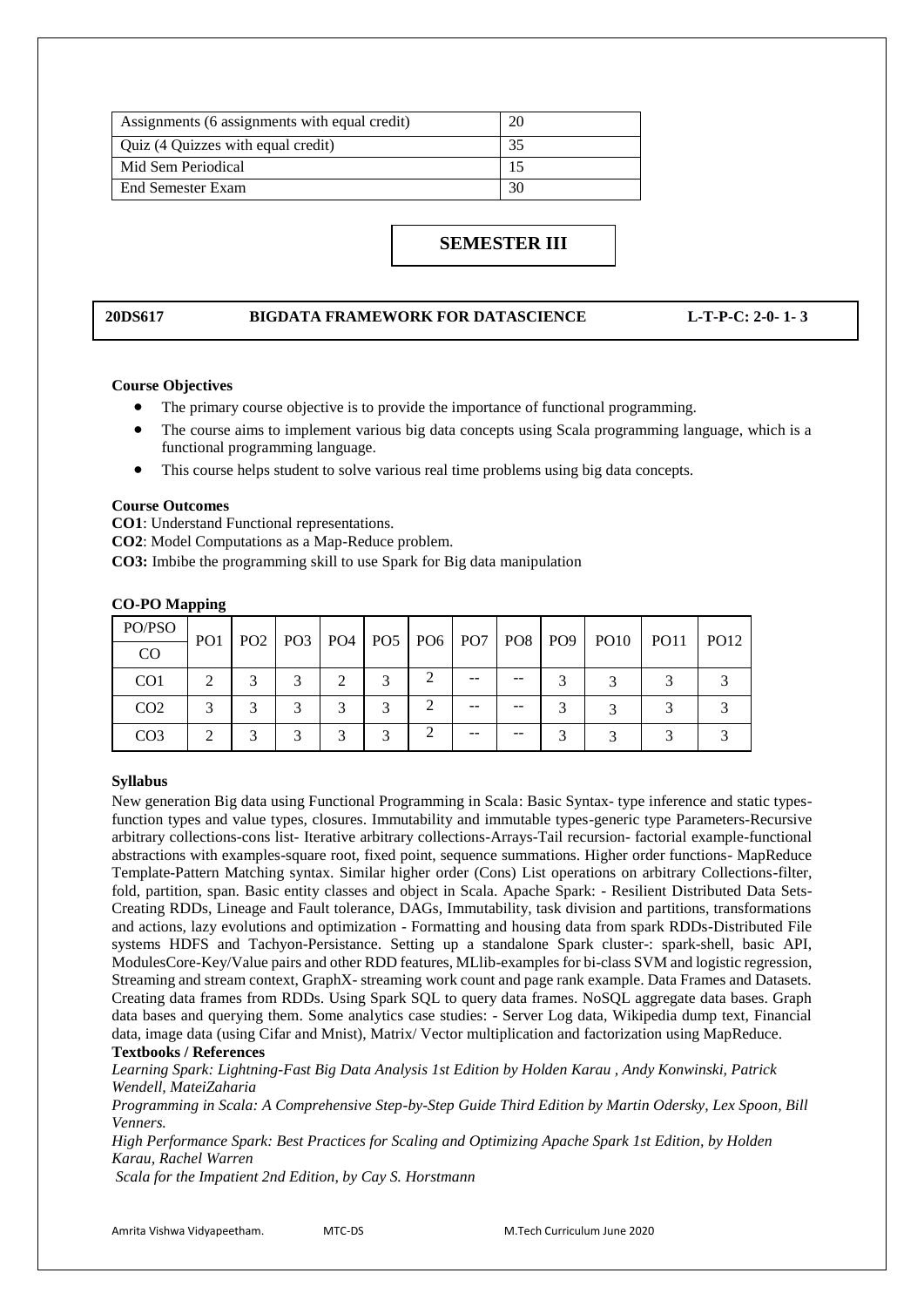| Assignments (6 assignments with equal credit) | 20 |
|---|---|
| Quiz (4 Quizzes with equal credit) | 35 |
| Mid Sem Periodical | 15 |
| End Semester Exam | 30 |

# SEMESTER III

**20DS617 BIGDATA FRAMEWORK FOR DATASCIENCE L-T-P-C: 2-0- 1- 3**

**Course Objectives**

- The primary course objective is to provide the importance of functional programming.
- The course aims to implement various big data concepts using Scala programming language, which is a functional programming language.
- This course helps student to solve various real time problems using big data concepts.

**Course Outcomes**

**CO1**: Understand Functional representations.

**CO2**: Model Computations as a Map-Reduce problem.

**CO3:** Imbibe the programming skill to use Spark for Big data manipulation

**CO-PO Mapping**

| PO/PSO<br>CO | PO1 | PO2 | PO3 | PO4 | PO5 | PO6 | PO7 | PO8 | PO9 | PO10 | PO11 | PO12 |
|---|---|---|---|---|---|---|---|---|---|---|---|---|
| CO1 | 2 | 3 | 3 | 2 | 3 | 2 | -- | -- | 3 | 3 | 3 | 3 |
| CO2 | 3 | 3 | 3 | 3 | 3 | 2 | -- | -- | 3 | 3 | 3 | 3 |
| CO3 | 2 | 3 | 3 | 3 | 3 | 2 | -- | -- | 3 | 3 | 3 | 3 |

**Syllabus**

New generation Big data using Functional Programming in Scala: Basic Syntax- type inference and static types-function types and value types, closures. Immutability and immutable types-generic type Parameters-Recursive arbitrary collections-cons list- Iterative arbitrary collections-Arrays-Tail recursion- factorial example-functional abstractions with examples-square root, fixed point, sequence summations. Higher order functions- MapReduce Template-Pattern Matching syntax. Similar higher order (Cons) List operations on arbitrary Collections-filter, fold, partition, span. Basic entity classes and object in Scala. Apache Spark: - Resilient Distributed Data Sets-Creating RDDs, Lineage and Fault tolerance, DAGs, Immutability, task division and partitions, transformations and actions, lazy evolutions and optimization - Formatting and housing data from spark RDDs-Distributed File systems HDFS and Tachyon-Persistance. Setting up a standalone Spark cluster-: spark-shell, basic API, ModulesCore-Key/Value pairs and other RDD features, MLlib-examples for bi-class SVM and logistic regression, Streaming and stream context, GraphX- streaming work count and page rank example. Data Frames and Datasets. Creating data frames from RDDs. Using Spark SQL to query data frames. NoSQL aggregate data bases. Graph data bases and querying them. Some analytics case studies: - Server Log data, Wikipedia dump text, Financial data, image data (using Cifar and Mnist), Matrix/ Vector multiplication and factorization using MapReduce.

**Textbooks / References**

*Learning Spark: Lightning-Fast Big Data Analysis 1st Edition by Holden Karau , Andy Konwinski, Patrick Wendell, MateiZaharia*

*Programming in Scala: A Comprehensive Step-by-Step Guide Third Edition by Martin Odersky, Lex Spoon, Bill Venners.*

*High Performance Spark: Best Practices for Scaling and Optimizing Apache Spark 1st Edition, by Holden Karau, Rachel Warren*

*Scala for the Impatient 2nd Edition, by Cay S. Horstmann*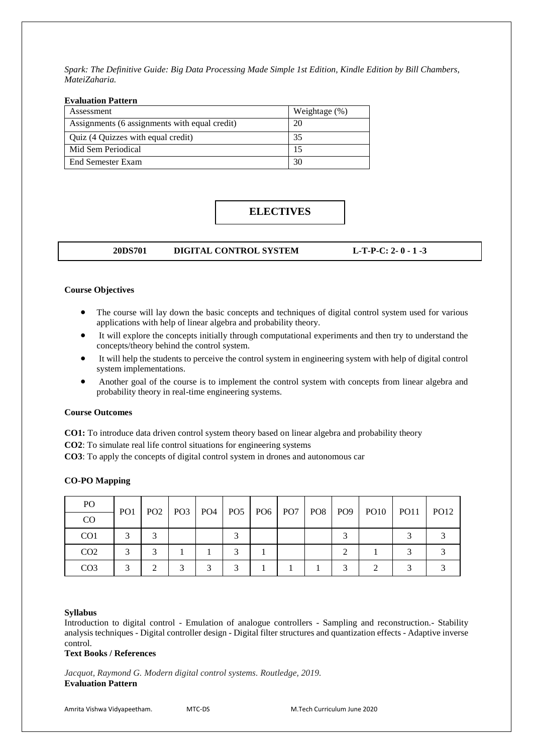*Spark: The Definitive Guide: Big Data Processing Made Simple 1st Edition, Kindle Edition by Bill Chambers, MateiZaharia.*

**Evaluation Pattern**

| Assessment | Weightage (%) |
|---|---|
| Assignments (6 assignments with equal credit) | 20 |
| Quiz (4 Quizzes with equal credit) | 35 |
| Mid Sem Periodical | 15 |
| End Semester Exam | 30 |

# ELECTIVES

## 20DS701 DIGITAL CONTROL SYSTEM L-T-P-C: 2- 0 - 1 -3

**Course Objectives**

- The course will lay down the basic concepts and techniques of digital control system used for various applications with help of linear algebra and probability theory.
- It will explore the concepts initially through computational experiments and then try to understand the concepts/theory behind the control system.
- It will help the students to perceive the control system in engineering system with help of digital control system implementations.
- Another goal of the course is to implement the control system with concepts from linear algebra and probability theory in real-time engineering systems.

**Course Outcomes**

**CO1:** To introduce data driven control system theory based on linear algebra and probability theory

**CO2**: To simulate real life control situations for engineering systems

**CO3**: To apply the concepts of digital control system in drones and autonomous car

**CO-PO Mapping**

| PO / CO | PO1 | PO2 | PO3 | PO4 | PO5 | PO6 | PO7 | PO8 | PO9 | PO10 | PO11 | PO12 |
|---|---|---|---|---|---|---|---|---|---|---|---|---|
| CO1 | 3 | 3 | | | 3 | | | | 3 | | 3 | 3 |
| CO2 | 3 | 3 | 1 | 1 | 3 | 1 | | | 2 | 1 | 3 | 3 |
| CO3 | 3 | 2 | 3 | 3 | 3 | 1 | 1 | 1 | 3 | 2 | 3 | 3 |

**Syllabus**

Introduction to digital control - Emulation of analogue controllers - Sampling and reconstruction.- Stability analysis techniques - Digital controller design - Digital filter structures and quantization effects - Adaptive inverse control.

**Text Books / References**

*Jacquot, Raymond G. Modern digital control systems. Routledge, 2019.*

**Evaluation Pattern**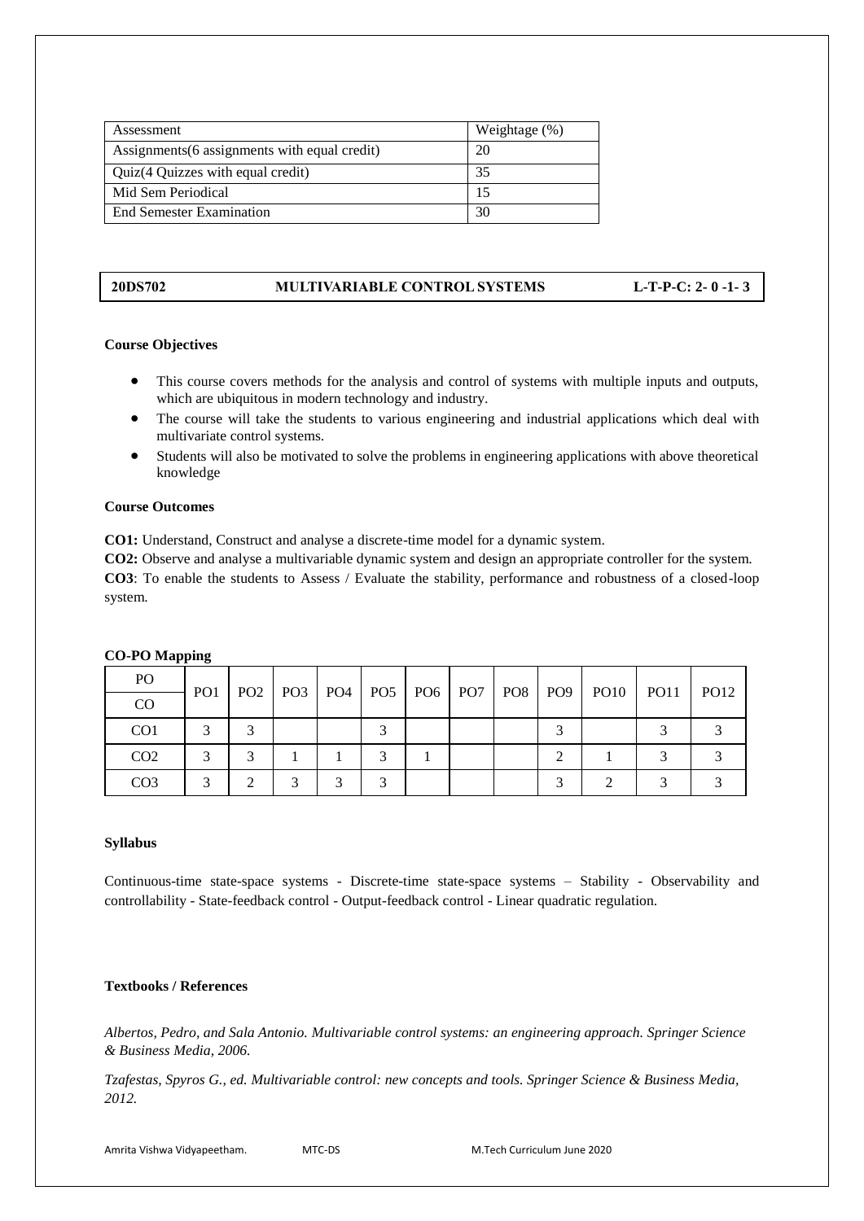| Assessment | Weightage (%) |
|---|---|
| Assignments(6 assignments with equal credit) | 20 |
| Quiz(4 Quizzes with equal credit) | 35 |
| Mid Sem Periodical | 15 |
| End Semester Examination | 30 |

**20DS702 MULTIVARIABLE CONTROL SYSTEMS L-T-P-C: 2- 0 -1- 3**

**Course Objectives**

- This course covers methods for the analysis and control of systems with multiple inputs and outputs, which are ubiquitous in modern technology and industry.
- The course will take the students to various engineering and industrial applications which deal with multivariate control systems.
- Students will also be motivated to solve the problems in engineering applications with above theoretical knowledge

**Course Outcomes**

**CO1:** Understand, Construct and analyse a discrete-time model for a dynamic system.

**CO2:** Observe and analyse a multivariable dynamic system and design an appropriate controller for the system.

**CO3**: To enable the students to Assess / Evaluate the stability, performance and robustness of a closed-loop system.

**CO-PO Mapping**

| PO / CO | PO1 | PO2 | PO3 | PO4 | PO5 | PO6 | PO7 | PO8 | PO9 | PO10 | PO11 | PO12 |
|---|---|---|---|---|---|---|---|---|---|---|---|---|
| CO1 | 3 | 3 | | | 3 | | | | 3 | | 3 | 3 |
| CO2 | 3 | 3 | 1 | 1 | 3 | 1 | | | 2 | 1 | 3 | 3 |
| CO3 | 3 | 2 | 3 | 3 | 3 | | | | 3 | 2 | 3 | 3 |

**Syllabus**

Continuous-time state-space systems - Discrete-time state-space systems – Stability - Observability and controllability - State-feedback control - Output-feedback control - Linear quadratic regulation.

**Textbooks / References**

*Albertos, Pedro, and Sala Antonio. Multivariable control systems: an engineering approach. Springer Science & Business Media, 2006.*

*Tzafestas, Spyros G., ed. Multivariable control: new concepts and tools. Springer Science & Business Media, 2012.*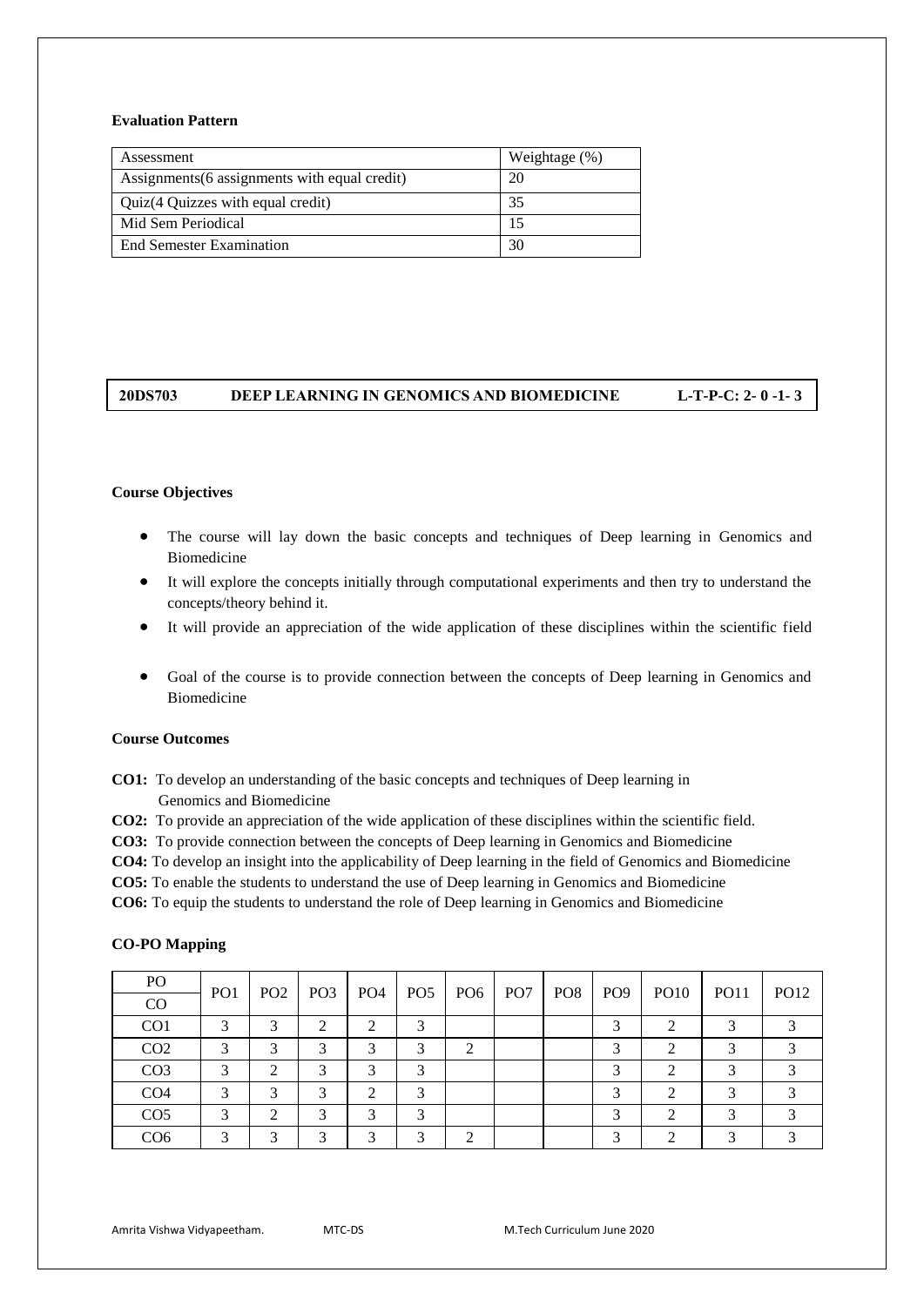**Evaluation Pattern**

| Assessment | Weightage (%) |
|---|---|
| Assignments(6 assignments with equal credit) | 20 |
| Quiz(4 Quizzes with equal credit) | 35 |
| Mid Sem Periodical | 15 |
| End Semester Examination | 30 |

**20DS703 DEEP LEARNING IN GENOMICS AND BIOMEDICINE L-T-P-C: 2- 0 -1- 3**

**Course Objectives**

- The course will lay down the basic concepts and techniques of Deep learning in Genomics and Biomedicine
- It will explore the concepts initially through computational experiments and then try to understand the concepts/theory behind it.
- It will provide an appreciation of the wide application of these disciplines within the scientific field
- Goal of the course is to provide connection between the concepts of Deep learning in Genomics and Biomedicine

**Course Outcomes**

**CO1:** To develop an understanding of the basic concepts and techniques of Deep learning in Genomics and Biomedicine

**CO2:** To provide an appreciation of the wide application of these disciplines within the scientific field.

**CO3:** To provide connection between the concepts of Deep learning in Genomics and Biomedicine

**CO4:** To develop an insight into the applicability of Deep learning in the field of Genomics and Biomedicine

**CO5:** To enable the students to understand the use of Deep learning in Genomics and Biomedicine

**CO6:** To equip the students to understand the role of Deep learning in Genomics and Biomedicine

**CO-PO Mapping**

| PO / CO | PO1 | PO2 | PO3 | PO4 | PO5 | PO6 | PO7 | PO8 | PO9 | PO10 | PO11 | PO12 |
|---|---|---|---|---|---|---|---|---|---|---|---|---|
| CO1 | 3 | 3 | 2 | 2 | 3 | | | | 3 | 2 | 3 | 3 |
| CO2 | 3 | 3 | 3 | 3 | 3 | 2 | | | 3 | 2 | 3 | 3 |
| CO3 | 3 | 2 | 3 | 3 | 3 | | | | 3 | 2 | 3 | 3 |
| CO4 | 3 | 3 | 3 | 2 | 3 | | | | 3 | 2 | 3 | 3 |
| CO5 | 3 | 2 | 3 | 3 | 3 | | | | 3 | 2 | 3 | 3 |
| CO6 | 3 | 3 | 3 | 3 | 3 | 2 | | | 3 | 2 | 3 | 3 |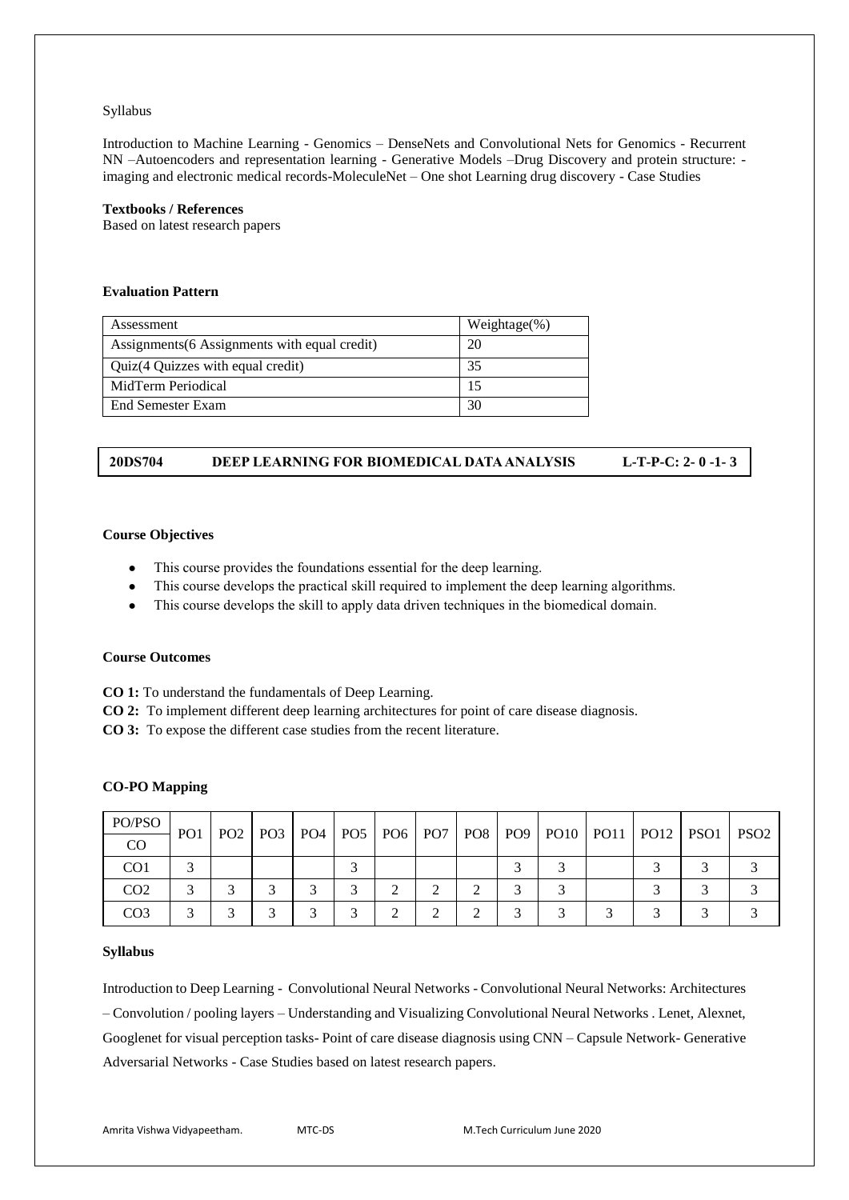Syllabus

Introduction to Machine Learning - Genomics – DenseNets and Convolutional Nets for Genomics - Recurrent NN –Autoencoders and representation learning - Generative Models –Drug Discovery and protein structure: - imaging and electronic medical records-MoleculeNet – One shot Learning drug discovery - Case Studies

**Textbooks / References**
Based on latest research papers

**Evaluation Pattern**

| Assessment | Weightage(%) |
|---|---|
| Assignments(6 Assignments with equal credit) | 20 |
| Quiz(4 Quizzes with equal credit) | 35 |
| MidTerm Periodical | 15 |
| End Semester Exam | 30 |

## 20DS704 DEEP LEARNING FOR BIOMEDICAL DATA ANALYSIS L-T-P-C: 2- 0 -1- 3

**Course Objectives**

- This course provides the foundations essential for the deep learning.
- This course develops the practical skill required to implement the deep learning algorithms.
- This course develops the skill to apply data driven techniques in the biomedical domain.

**Course Outcomes**

**CO 1:** To understand the fundamentals of Deep Learning.
**CO 2:** To implement different deep learning architectures for point of care disease diagnosis.
**CO 3:** To expose the different case studies from the recent literature.

**CO-PO Mapping**

| PO/PSO CO | PO1 | PO2 | PO3 | PO4 | PO5 | PO6 | PO7 | PO8 | PO9 | PO10 | PO11 | PO12 | PSO1 | PSO2 |
|---|---|---|---|---|---|---|---|---|---|---|---|---|---|---|
| CO1 | 3 | | | | 3 | | | | 3 | 3 | | 3 | 3 | 3 |
| CO2 | 3 | 3 | 3 | 3 | 3 | 2 | 2 | 2 | 3 | 3 | | 3 | 3 | 3 |
| CO3 | 3 | 3 | 3 | 3 | 3 | 2 | 2 | 2 | 3 | 3 | 3 | 3 | 3 | 3 |

**Syllabus**

Introduction to Deep Learning - Convolutional Neural Networks - Convolutional Neural Networks: Architectures – Convolution / pooling layers – Understanding and Visualizing Convolutional Neural Networks . Lenet, Alexnet, Googlenet for visual perception tasks- Point of care disease diagnosis using CNN – Capsule Network- Generative Adversarial Networks - Case Studies based on latest research papers.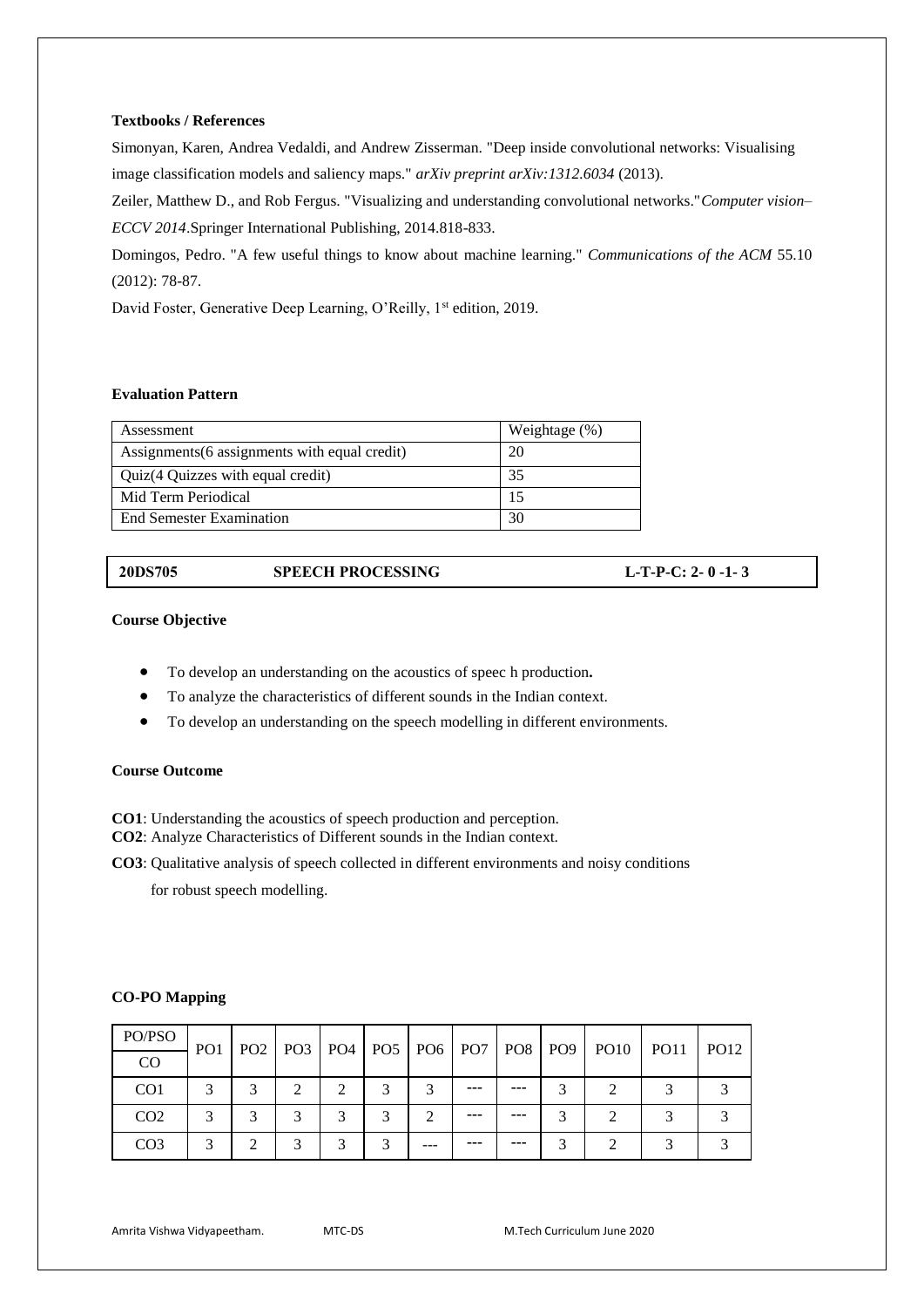**Textbooks / References**

Simonyan, Karen, Andrea Vedaldi, and Andrew Zisserman. "Deep inside convolutional networks: Visualising image classification models and saliency maps." *arXiv preprint arXiv:1312.6034* (2013).

Zeiler, Matthew D., and Rob Fergus. "Visualizing and understanding convolutional networks."*Computer vision–ECCV 2014*.Springer International Publishing, 2014.818-833.

Domingos, Pedro. "A few useful things to know about machine learning." *Communications of the ACM* 55.10 (2012): 78-87.

David Foster, Generative Deep Learning, O'Reilly, 1st edition, 2019.

**Evaluation Pattern**

| Assessment | Weightage (%) |
|---|---|
| Assignments(6 assignments with equal credit) | 20 |
| Quiz(4 Quizzes with equal credit) | 35 |
| Mid Term Periodical | 15 |
| End Semester Examination | 30 |

**20DS705 SPEECH PROCESSING L-T-P-C: 2- 0 -1- 3**

**Course Objective**

- To develop an understanding on the acoustics of speec h production**.**
- To analyze the characteristics of different sounds in the Indian context.
- To develop an understanding on the speech modelling in different environments.

**Course Outcome**

**CO1**: Understanding the acoustics of speech production and perception.
**CO2**: Analyze Characteristics of Different sounds in the Indian context.
**CO3**: Qualitative analysis of speech collected in different environments and noisy conditions for robust speech modelling.

**CO-PO Mapping**

| PO/PSO | PO1 | PO2 | PO3 | PO4 | PO5 | PO6 | PO7 | PO8 | PO9 | PO10 | PO11 | PO12 |
|---|---|---|---|---|---|---|---|---|---|---|---|---|
| CO | | | | | | | | | | | | |
| CO1 | 3 | 3 | 2 | 2 | 3 | 3 | --- | --- | 3 | 2 | 3 | 3 |
| CO2 | 3 | 3 | 3 | 3 | 3 | 2 | --- | --- | 3 | 2 | 3 | 3 |
| CO3 | 3 | 2 | 3 | 3 | 3 | --- | --- | --- | 3 | 2 | 3 | 3 |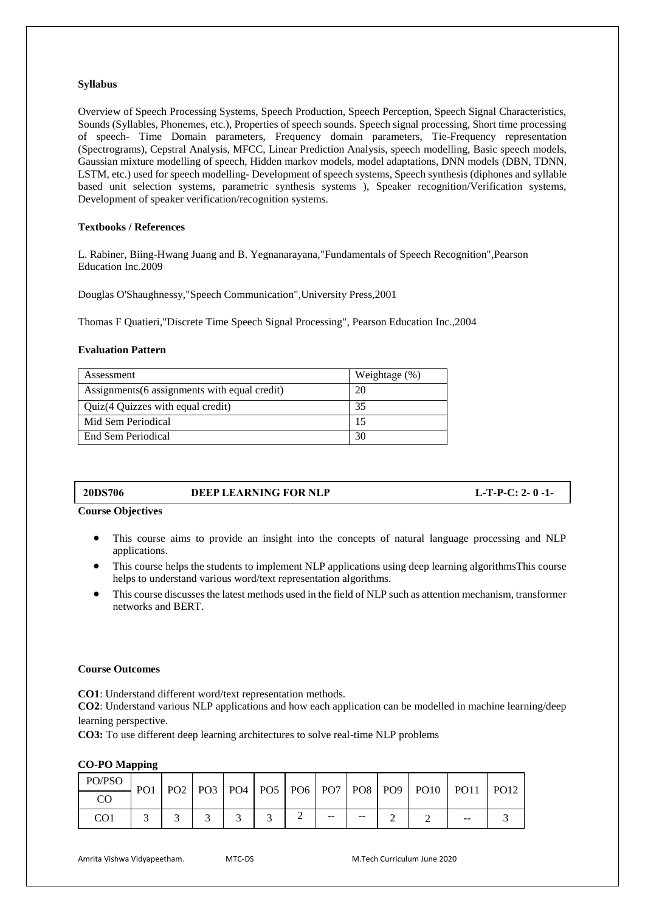**Syllabus**

Overview of Speech Processing Systems, Speech Production, Speech Perception, Speech Signal Characteristics, Sounds (Syllables, Phonemes, etc.), Properties of speech sounds. Speech signal processing, Short time processing of speech- Time Domain parameters, Frequency domain parameters, Tie-Frequency representation (Spectrograms), Cepstral Analysis, MFCC, Linear Prediction Analysis, speech modelling, Basic speech models, Gaussian mixture modelling of speech, Hidden markov models, model adaptations, DNN models (DBN, TDNN, LSTM, etc.) used for speech modelling- Development of speech systems, Speech synthesis (diphones and syllable based unit selection systems, parametric synthesis systems ), Speaker recognition/Verification systems, Development of speaker verification/recognition systems.

**Textbooks / References**

L. Rabiner, Biing-Hwang Juang and B. Yegnanarayana,"Fundamentals of Speech Recognition",Pearson Education Inc.2009

Douglas O'Shaughnessy,"Speech Communication",University Press,2001

Thomas F Quatieri,"Discrete Time Speech Signal Processing", Pearson Education Inc.,2004

**Evaluation Pattern**

| Assessment | Weightage (%) |
|---|---|
| Assignments(6 assignments with equal credit) | 20 |
| Quiz(4 Quizzes with equal credit) | 35 |
| Mid Sem Periodical | 15 |
| End Sem Periodical | 30 |

| 20DS706 | DEEP LEARNING FOR NLP | L-T-P-C: 2- 0 -1- |
|---|---|---|

**Course Objectives**

- This course aims to provide an insight into the concepts of natural language processing and NLP applications.
- This course helps the students to implement NLP applications using deep learning algorithmsThis course helps to understand various word/text representation algorithms.
- This course discusses the latest methods used in the field of NLP such as attention mechanism, transformer networks and BERT.

**Course Outcomes**

**CO1**: Understand different word/text representation methods.
**CO2**: Understand various NLP applications and how each application can be modelled in machine learning/deep learning perspective.
**CO3:** To use different deep learning architectures to solve real-time NLP problems

**CO-PO Mapping**

| PO/PSO<br>CO | PO1 | PO2 | PO3 | PO4 | PO5 | PO6 | PO7 | PO8 | PO9 | PO10 | PO11 | PO12 |
|---|---|---|---|---|---|---|---|---|---|---|---|---|
| CO1 | 3 | 3 | 3 | 3 | 3 | 2 | -- | -- | 2 | 2 | -- | 3 |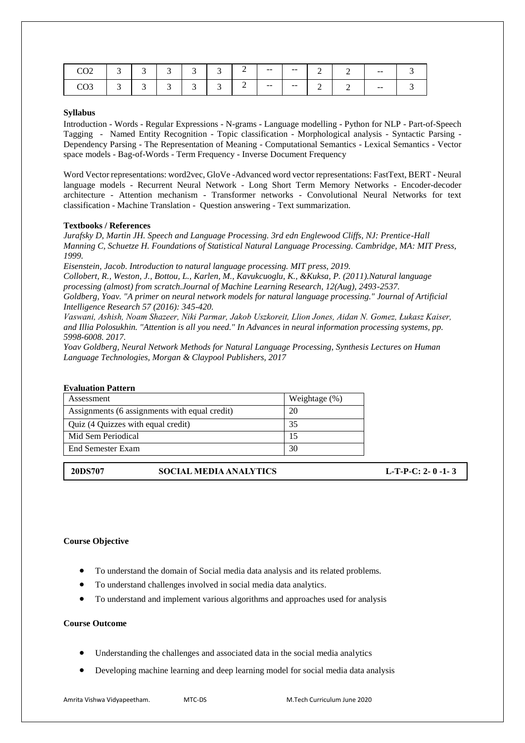| CO2 | 3 | 3 | 3 | 3 | 3 | 2 | -- | -- | 2 | 2 | -- | 3 |
|---|---|---|---|---|---|---|---|---|---|---|---|---|
| CO3 | 3 | 3 | 3 | 3 | 3 | 2 | -- | -- | 2 | 2 | -- | 3 |

**Syllabus**

Introduction - Words - Regular Expressions - N-grams - Language modelling - Python for NLP - Part-of-Speech Tagging - Named Entity Recognition - Topic classification - Morphological analysis - Syntactic Parsing - Dependency Parsing - The Representation of Meaning - Computational Semantics - Lexical Semantics - Vector space models - Bag-of-Words - Term Frequency - Inverse Document Frequency

Word Vector representations: word2vec, GloVe -Advanced word vector representations: FastText, BERT - Neural language models - Recurrent Neural Network - Long Short Term Memory Networks - Encoder-decoder architecture - Attention mechanism - Transformer networks - Convolutional Neural Networks for text classification - Machine Translation - Question answering - Text summarization.

**Textbooks / References**

*Jurafsky D, Martin JH. Speech and Language Processing. 3rd edn Englewood Cliffs, NJ: Prentice-Hall*
*Manning C, Schuetze H. Foundations of Statistical Natural Language Processing. Cambridge, MA: MIT Press, 1999.*
*Eisenstein, Jacob. Introduction to natural language processing. MIT press, 2019.*
*Collobert, R., Weston, J., Bottou, L., Karlen, M., Kavukcuoglu, K., &Kuksa, P. (2011).Natural language processing (almost) from scratch.Journal of Machine Learning Research, 12(Aug), 2493-2537.*
*Goldberg, Yoav. "A primer on neural network models for natural language processing." Journal of Artificial Intelligence Research 57 (2016): 345-420.*
*Vaswani, Ashish, Noam Shazeer, Niki Parmar, Jakob Uszkoreit, Llion Jones, Aidan N. Gomez, Łukasz Kaiser, and Illia Polosukhin. "Attention is all you need." In Advances in neural information processing systems, pp. 5998-6008. 2017.*
*Yoav Goldberg, Neural Network Methods for Natural Language Processing, Synthesis Lectures on Human Language Technologies, Morgan & Claypool Publishers, 2017*

**Evaluation Pattern**

| Assessment | Weightage (%) |
|---|---|
| Assignments (6 assignments with equal credit) | 20 |
| Quiz (4 Quizzes with equal credit) | 35 |
| Mid Sem Periodical | 15 |
| End Semester Exam | 30 |

| **20DS707** | **SOCIAL MEDIA ANALYTICS** | **L-T-P-C: 2- 0 -1- 3** |
|---|---|---|

**Course Objective**

- To understand the domain of Social media data analysis and its related problems.
- To understand challenges involved in social media data analytics.
- To understand and implement various algorithms and approaches used for analysis

**Course Outcome**

- Understanding the challenges and associated data in the social media analytics
- Developing machine learning and deep learning model for social media data analysis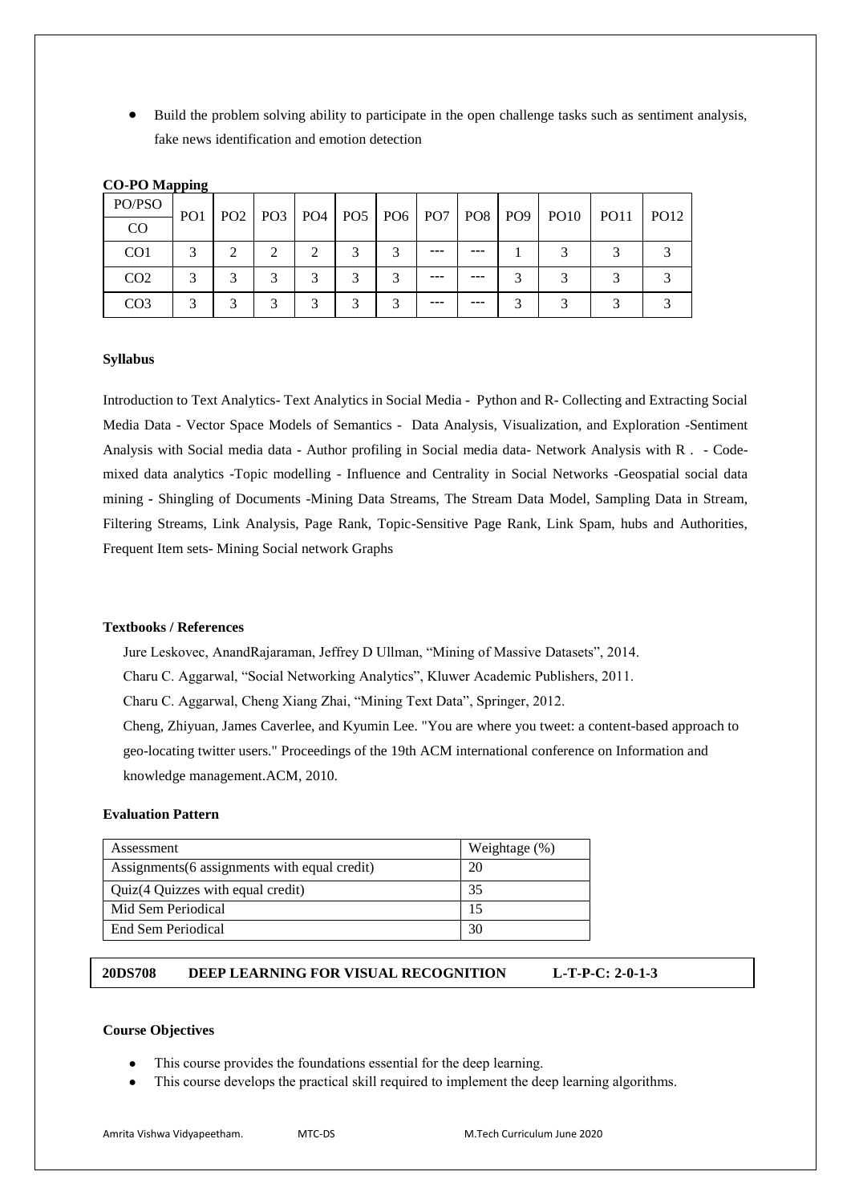- Build the problem solving ability to participate in the open challenge tasks such as sentiment analysis, fake news identification and emotion detection

**CO-PO Mapping**

| PO/PSO<br>CO | PO1 | PO2 | PO3 | PO4 | PO5 | PO6 | PO7 | PO8 | PO9 | PO10 | PO11 | PO12 |
|---|---|---|---|---|---|---|---|---|---|---|---|---|
| CO1 | 3 | 2 | 2 | 2 | 3 | 3 | --- | --- | 1 | 3 | 3 | 3 |
| CO2 | 3 | 3 | 3 | 3 | 3 | 3 | --- | --- | 3 | 3 | 3 | 3 |
| CO3 | 3 | 3 | 3 | 3 | 3 | 3 | --- | --- | 3 | 3 | 3 | 3 |

**Syllabus**

Introduction to Text Analytics- Text Analytics in Social Media - Python and R- Collecting and Extracting Social Media Data - Vector Space Models of Semantics - Data Analysis, Visualization, and Exploration -Sentiment Analysis with Social media data - Author profiling in Social media data- Network Analysis with R . - Code-mixed data analytics -Topic modelling - Influence and Centrality in Social Networks -Geospatial social data mining - Shingling of Documents -Mining Data Streams, The Stream Data Model, Sampling Data in Stream, Filtering Streams, Link Analysis, Page Rank, Topic-Sensitive Page Rank, Link Spam, hubs and Authorities, Frequent Item sets- Mining Social network Graphs

**Textbooks / References**

Jure Leskovec, AnandRajaraman, Jeffrey D Ullman, "Mining of Massive Datasets", 2014.

Charu C. Aggarwal, "Social Networking Analytics", Kluwer Academic Publishers, 2011.

Charu C. Aggarwal, Cheng Xiang Zhai, "Mining Text Data", Springer, 2012.

Cheng, Zhiyuan, James Caverlee, and Kyumin Lee. "You are where you tweet: a content-based approach to geo-locating twitter users." Proceedings of the 19th ACM international conference on Information and knowledge management.ACM, 2010.

**Evaluation Pattern**

| Assessment | Weightage (%) |
|---|---|
| Assignments(6 assignments with equal credit) | 20 |
| Quiz(4 Quizzes with equal credit) | 35 |
| Mid Sem Periodical | 15 |
| End Sem Periodical | 30 |

**20DS708 DEEP LEARNING FOR VISUAL RECOGNITION L-T-P-C: 2-0-1-3**

**Course Objectives**

- This course provides the foundations essential for the deep learning.
- This course develops the practical skill required to implement the deep learning algorithms.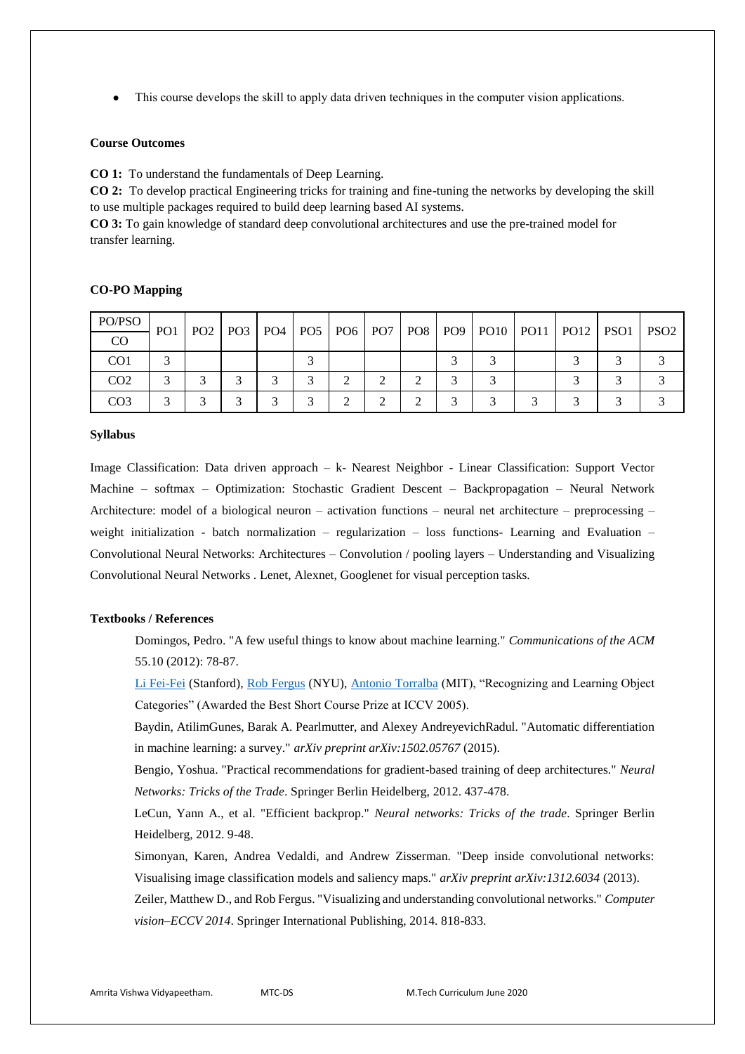- This course develops the skill to apply data driven techniques in the computer vision applications.

**Course Outcomes**

**CO 1:** To understand the fundamentals of Deep Learning.
**CO 2:** To develop practical Engineering tricks for training and fine-tuning the networks by developing the skill to use multiple packages required to build deep learning based AI systems.
**CO 3:** To gain knowledge of standard deep convolutional architectures and use the pre-trained model for transfer learning.

**CO-PO Mapping**

| PO/PSO<br>CO | PO1 | PO2 | PO3 | PO4 | PO5 | PO6 | PO7 | PO8 | PO9 | PO10 | PO11 | PO12 | PSO1 | PSO2 |
|---|---|---|---|---|---|---|---|---|---|---|---|---|---|---|
| CO1 | 3 | | | | 3 | | | | 3 | 3 | | 3 | 3 | 3 |
| CO2 | 3 | 3 | 3 | 3 | 3 | 2 | 2 | 2 | 3 | 3 | | 3 | 3 | 3 |
| CO3 | 3 | 3 | 3 | 3 | 3 | 2 | 2 | 2 | 3 | 3 | 3 | 3 | 3 | 3 |

**Syllabus**

Image Classification: Data driven approach – k- Nearest Neighbor - Linear Classification: Support Vector Machine – softmax – Optimization: Stochastic Gradient Descent – Backpropagation – Neural Network Architecture: model of a biological neuron – activation functions – neural net architecture – preprocessing – weight initialization - batch normalization – regularization – loss functions- Learning and Evaluation – Convolutional Neural Networks: Architectures – Convolution / pooling layers – Understanding and Visualizing Convolutional Neural Networks . Lenet, Alexnet, Googlenet for visual perception tasks.

**Textbooks / References**

Domingos, Pedro. "A few useful things to know about machine learning." *Communications of the ACM* 55.10 (2012): 78-87.

Li Fei-Fei (Stanford), Rob Fergus (NYU), Antonio Torralba (MIT), "Recognizing and Learning Object Categories" (Awarded the Best Short Course Prize at ICCV 2005).

Baydin, AtilimGunes, Barak A. Pearlmutter, and Alexey AndreyevichRadul. "Automatic differentiation in machine learning: a survey." *arXiv preprint arXiv:1502.05767* (2015).

Bengio, Yoshua. "Practical recommendations for gradient-based training of deep architectures." *Neural Networks: Tricks of the Trade*. Springer Berlin Heidelberg, 2012. 437-478.

LeCun, Yann A., et al. "Efficient backprop." *Neural networks: Tricks of the trade*. Springer Berlin Heidelberg, 2012. 9-48.

Simonyan, Karen, Andrea Vedaldi, and Andrew Zisserman. "Deep inside convolutional networks: Visualising image classification models and saliency maps." *arXiv preprint arXiv:1312.6034* (2013).

Zeiler, Matthew D., and Rob Fergus. "Visualizing and understanding convolutional networks." *Computer vision–ECCV 2014*. Springer International Publishing, 2014. 818-833.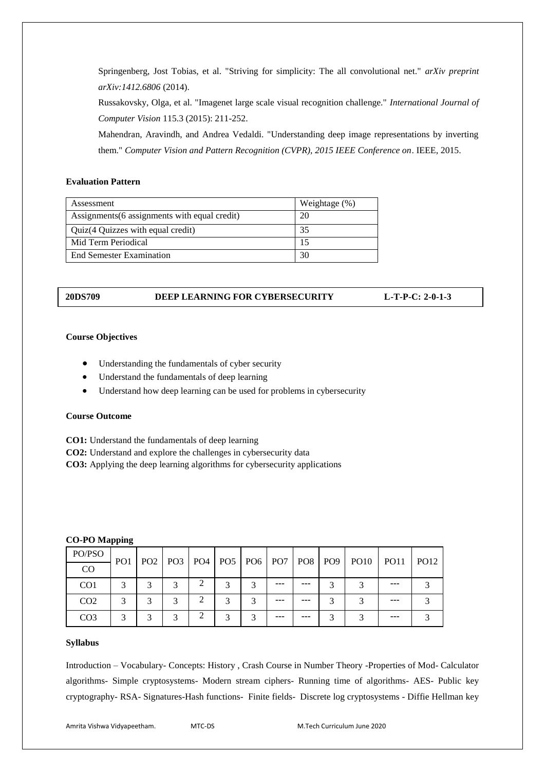Springenberg, Jost Tobias, et al. "Striving for simplicity: The all convolutional net." *arXiv preprint arXiv:1412.6806* (2014).

Russakovsky, Olga, et al. "Imagenet large scale visual recognition challenge." *International Journal of Computer Vision* 115.3 (2015): 211-252.

Mahendran, Aravindh, and Andrea Vedaldi. "Understanding deep image representations by inverting them." *Computer Vision and Pattern Recognition (CVPR), 2015 IEEE Conference on*. IEEE, 2015.

**Evaluation Pattern**

| Assessment | Weightage (%) |
|---|---|
| Assignments(6 assignments with equal credit) | 20 |
| Quiz(4 Quizzes with equal credit) | 35 |
| Mid Term Periodical | 15 |
| End Semester Examination | 30 |

**20DS709 DEEP LEARNING FOR CYBERSECURITY L-T-P-C: 2-0-1-3**

**Course Objectives**

- Understanding the fundamentals of cyber security
- Understand the fundamentals of deep learning
- Understand how deep learning can be used for problems in cybersecurity

**Course Outcome**

**CO1:** Understand the fundamentals of deep learning
**CO2:** Understand and explore the challenges in cybersecurity data
**CO3:** Applying the deep learning algorithms for cybersecurity applications

**CO-PO Mapping**

| PO/PSO CO | PO1 | PO2 | PO3 | PO4 | PO5 | PO6 | PO7 | PO8 | PO9 | PO10 | PO11 | PO12 |
|---|---|---|---|---|---|---|---|---|---|---|---|---|
| CO1 | 3 | 3 | 3 | 2 | 3 | 3 | --- | --- | 3 | 3 | --- | 3 |
| CO2 | 3 | 3 | 3 | 2 | 3 | 3 | --- | --- | 3 | 3 | --- | 3 |
| CO3 | 3 | 3 | 3 | 2 | 3 | 3 | --- | --- | 3 | 3 | --- | 3 |

**Syllabus**

Introduction – Vocabulary- Concepts: History , Crash Course in Number Theory -Properties of Mod- Calculator algorithms- Simple cryptosystems- Modern stream ciphers- Running time of algorithms- AES- Public key cryptography- RSA- Signatures-Hash functions- Finite fields- Discrete log cryptosystems - Diffie Hellman key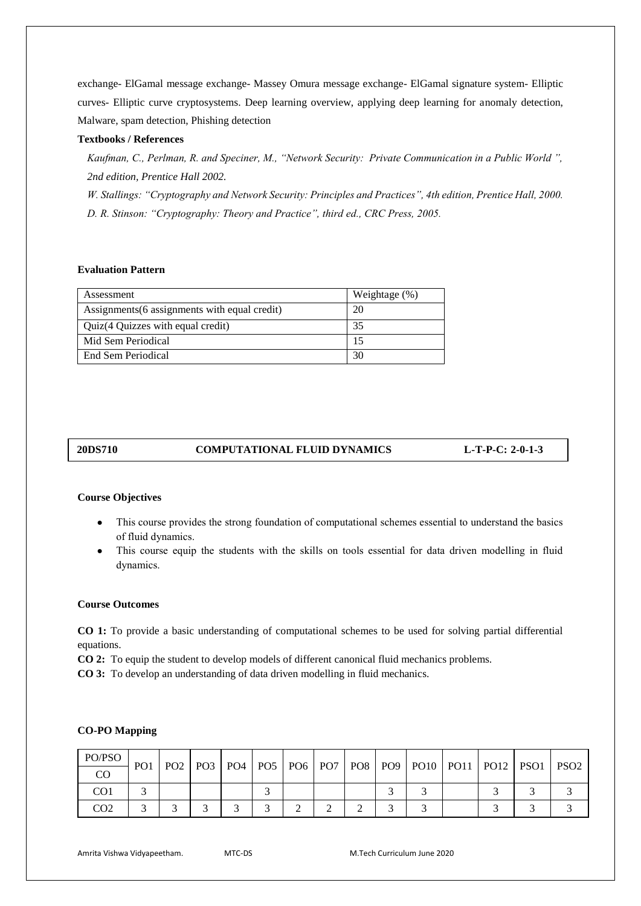exchange- ElGamal message exchange- Massey Omura message exchange- ElGamal signature system- Elliptic curves- Elliptic curve cryptosystems. Deep learning overview, applying deep learning for anomaly detection, Malware, spam detection, Phishing detection

**Textbooks / References**

*Kaufman, C., Perlman, R. and Speciner, M., "Network Security: Private Communication in a Public World ", 2nd edition, Prentice Hall 2002.*

*W. Stallings: "Cryptography and Network Security: Principles and Practices", 4th edition, Prentice Hall, 2000.*

*D. R. Stinson: "Cryptography: Theory and Practice", third ed., CRC Press, 2005.*

**Evaluation Pattern**

| Assessment | Weightage (%) |
|---|---|
| Assignments(6 assignments with equal credit) | 20 |
| Quiz(4 Quizzes with equal credit) | 35 |
| Mid Sem Periodical | 15 |
| End Sem Periodical | 30 |

**20DS710 COMPUTATIONAL FLUID DYNAMICS L-T-P-C: 2-0-1-3**

**Course Objectives**

- This course provides the strong foundation of computational schemes essential to understand the basics of fluid dynamics.
- This course equip the students with the skills on tools essential for data driven modelling in fluid dynamics.

**Course Outcomes**

**CO 1:** To provide a basic understanding of computational schemes to be used for solving partial differential equations.

**CO 2:** To equip the student to develop models of different canonical fluid mechanics problems.

**CO 3:** To develop an understanding of data driven modelling in fluid mechanics.

**CO-PO Mapping**

| PO/PSO<br>CO | PO1 | PO2 | PO3 | PO4 | PO5 | PO6 | PO7 | PO8 | PO9 | PO10 | PO11 | PO12 | PSO1 | PSO2 |
|---|---|---|---|---|---|---|---|---|---|---|---|---|---|---|
| CO1 | 3 | | | | 3 | | | | 3 | 3 | | 3 | 3 | 3 |
| CO2 | 3 | 3 | 3 | 3 | 3 | 2 | 2 | 2 | 3 | 3 | | 3 | 3 | 3 |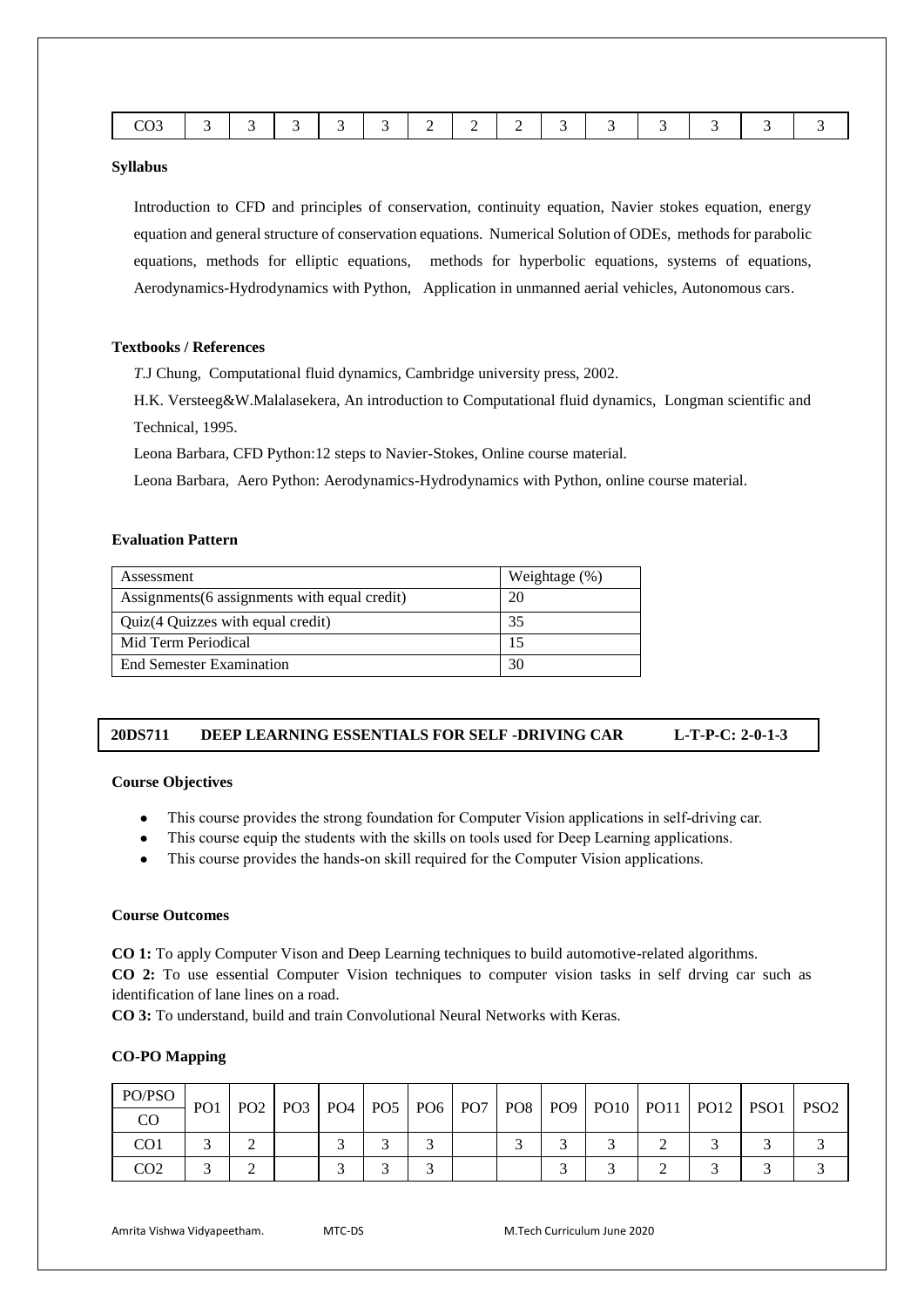| CO3 | 3 | 3 | 3 | 3 | 3 | 2 | 2 | 2 | 3 | 3 | 3 | 3 | 3 | 3 |
|---|---|---|---|---|---|---|---|---|---|---|---|---|---|---|

**Syllabus**

Introduction to CFD and principles of conservation, continuity equation, Navier stokes equation, energy equation and general structure of conservation equations. Numerical Solution of ODEs, methods for parabolic equations, methods for elliptic equations, methods for hyperbolic equations, systems of equations, Aerodynamics-Hydrodynamics with Python, Application in unmanned aerial vehicles, Autonomous cars.

**Textbooks / References**

*T*.J Chung, Computational fluid dynamics, Cambridge university press, 2002.

H.K. Versteeg&W.Malalasekera, An introduction to Computational fluid dynamics, Longman scientific and Technical, 1995.

Leona Barbara, CFD Python:12 steps to Navier-Stokes, Online course material.

Leona Barbara, Aero Python: Aerodynamics-Hydrodynamics with Python, online course material.

**Evaluation Pattern**

| Assessment | Weightage (%) |
|---|---|
| Assignments(6 assignments with equal credit) | 20 |
| Quiz(4 Quizzes with equal credit) | 35 |
| Mid Term Periodical | 15 |
| End Semester Examination | 30 |

**20DS711 DEEP LEARNING ESSENTIALS FOR SELF -DRIVING CAR L-T-P-C: 2-0-1-3**

**Course Objectives**

- This course provides the strong foundation for Computer Vision applications in self-driving car.
- This course equip the students with the skills on tools used for Deep Learning applications.
- This course provides the hands-on skill required for the Computer Vision applications.

**Course Outcomes**

**CO 1:** To apply Computer Vison and Deep Learning techniques to build automotive-related algorithms.

**CO 2:** To use essential Computer Vision techniques to computer vision tasks in self drving car such as identification of lane lines on a road.

**CO 3:** To understand, build and train Convolutional Neural Networks with Keras.

**CO-PO Mapping**

| PO/PSO CO | PO1 | PO2 | PO3 | PO4 | PO5 | PO6 | PO7 | PO8 | PO9 | PO10 | PO11 | PO12 | PSO1 | PSO2 |
|---|---|---|---|---|---|---|---|---|---|---|---|---|---|---|
| CO1 | 3 | 2 | | 3 | 3 | 3 | | 3 | 3 | 3 | 2 | 3 | 3 | 3 |
| CO2 | 3 | 2 | | 3 | 3 | 3 | | | 3 | 3 | 2 | 3 | 3 | 3 |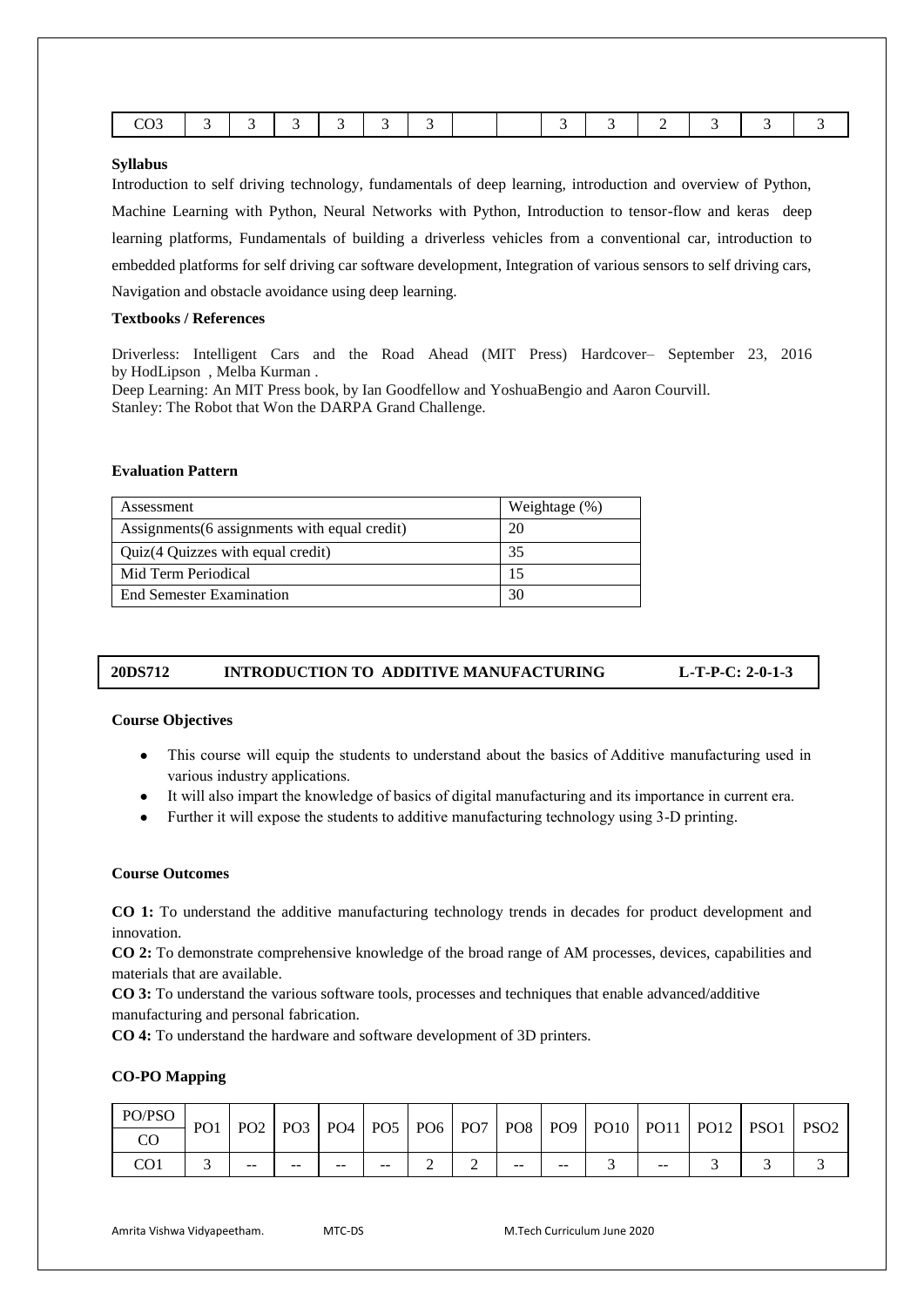| CO3 | 3 | 3 | 3 | 3 | 3 | 3 | | | 3 | 3 | 2 | 3 | 3 | 3 |
|---|---|---|---|---|---|---|---|---|---|---|---|---|---|---|

**Syllabus**

Introduction to self driving technology, fundamentals of deep learning, introduction and overview of Python, Machine Learning with Python, Neural Networks with Python, Introduction to tensor-flow and keras deep learning platforms, Fundamentals of building a driverless vehicles from a conventional car, introduction to embedded platforms for self driving car software development, Integration of various sensors to self driving cars, Navigation and obstacle avoidance using deep learning.

**Textbooks / References**

Driverless: Intelligent Cars and the Road Ahead (MIT Press) Hardcover– September 23, 2016 by HodLipson , Melba Kurman .
Deep Learning: An MIT Press book, by Ian Goodfellow and YoshuaBengio and Aaron Courvill.
Stanley: The Robot that Won the DARPA Grand Challenge.

**Evaluation Pattern**

| Assessment | Weightage (%) |
|---|---|
| Assignments(6 assignments with equal credit) | 20 |
| Quiz(4 Quizzes with equal credit) | 35 |
| Mid Term Periodical | 15 |
| End Semester Examination | 30 |

## 20DS712 INTRODUCTION TO ADDITIVE MANUFACTURING L-T-P-C: 2-0-1-3

**Course Objectives**

- This course will equip the students to understand about the basics of Additive manufacturing used in various industry applications.
- It will also impart the knowledge of basics of digital manufacturing and its importance in current era.
- Further it will expose the students to additive manufacturing technology using 3-D printing.

**Course Outcomes**

**CO 1:** To understand the additive manufacturing technology trends in decades for product development and innovation.
**CO 2:** To demonstrate comprehensive knowledge of the broad range of AM processes, devices, capabilities and materials that are available.
**CO 3:** To understand the various software tools, processes and techniques that enable advanced/additive manufacturing and personal fabrication.
**CO 4:** To understand the hardware and software development of 3D printers.

**CO-PO Mapping**

| PO/PSO<br>CO | PO1 | PO2 | PO3 | PO4 | PO5 | PO6 | PO7 | PO8 | PO9 | PO10 | PO11 | PO12 | PSO1 | PSO2 |
|---|---|---|---|---|---|---|---|---|---|---|---|---|---|---|
| CO1 | 3 | -- | -- | -- | -- | 2 | 2 | -- | -- | 3 | -- | 3 | 3 | 3 |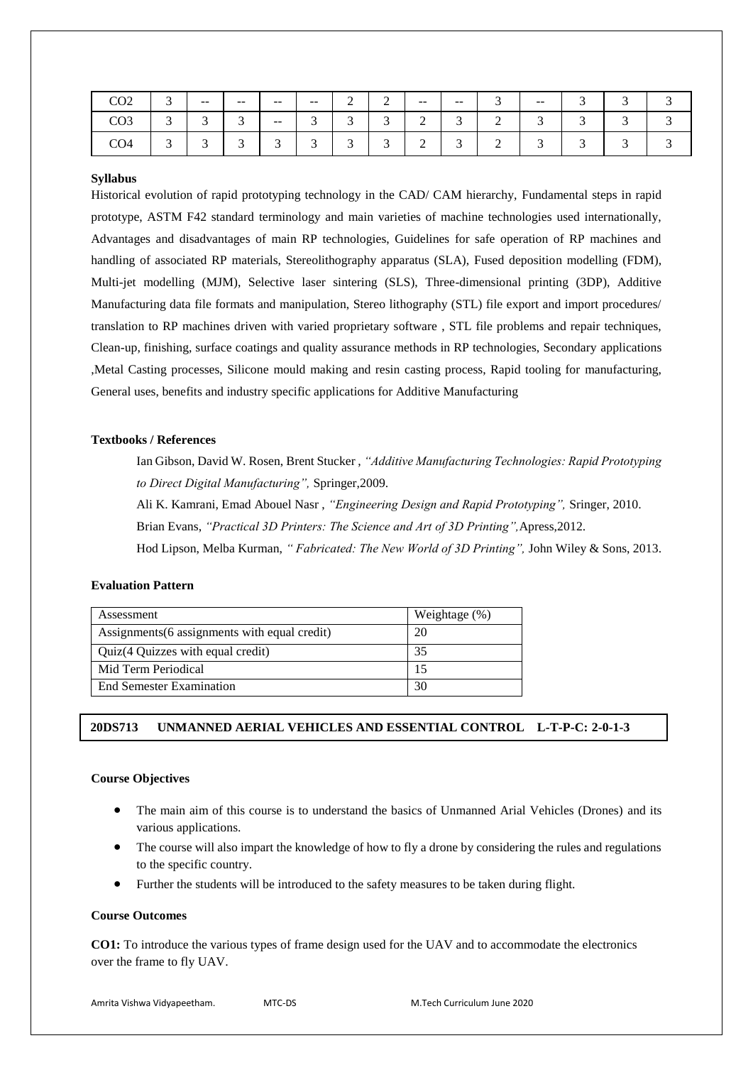| CO2 | 3 | -- | -- | -- | -- | 2 | 2 | -- | -- | 3 | -- | 3 | 3 | 3 |
|---|---|---|---|---|---|---|---|---|---|---|---|---|---|---|
| CO3 | 3 | 3 | 3 | -- | 3 | 3 | 3 | 2 | 3 | 2 | 3 | 3 | 3 | 3 |
| CO4 | 3 | 3 | 3 | 3 | 3 | 3 | 3 | 2 | 3 | 2 | 3 | 3 | 3 | 3 |

**Syllabus**

Historical evolution of rapid prototyping technology in the CAD/ CAM hierarchy, Fundamental steps in rapid prototype, ASTM F42 standard terminology and main varieties of machine technologies used internationally, Advantages and disadvantages of main RP technologies, Guidelines for safe operation of RP machines and handling of associated RP materials, Stereolithography apparatus (SLA), Fused deposition modelling (FDM), Multi-jet modelling (MJM), Selective laser sintering (SLS), Three-dimensional printing (3DP), Additive Manufacturing data file formats and manipulation, Stereo lithography (STL) file export and import procedures/ translation to RP machines driven with varied proprietary software , STL file problems and repair techniques, Clean-up, finishing, surface coatings and quality assurance methods in RP technologies, Secondary applications ,Metal Casting processes, Silicone mould making and resin casting process, Rapid tooling for manufacturing, General uses, benefits and industry specific applications for Additive Manufacturing

**Textbooks / References**

Ian Gibson, David W. Rosen, Brent Stucker , *"Additive Manufacturing Technologies: Rapid Prototyping to Direct Digital Manufacturing",* Springer,2009.

Ali K. Kamrani, Emad Abouel Nasr , *"Engineering Design and Rapid Prototyping",* Sringer, 2010.

Brian Evans, *"Practical 3D Printers: The Science and Art of 3D Printing",*Apress,2012.

Hod Lipson, Melba Kurman, *" Fabricated: The New World of 3D Printing",* John Wiley & Sons, 2013.

**Evaluation Pattern**

| Assessment | Weightage (%) |
|---|---|
| Assignments(6 assignments with equal credit) | 20 |
| Quiz(4 Quizzes with equal credit) | 35 |
| Mid Term Periodical | 15 |
| End Semester Examination | 30 |

**20DS713 UNMANNED AERIAL VEHICLES AND ESSENTIAL CONTROL L-T-P-C: 2-0-1-3**

**Course Objectives**

- The main aim of this course is to understand the basics of Unmanned Arial Vehicles (Drones) and its various applications.
- The course will also impart the knowledge of how to fly a drone by considering the rules and regulations to the specific country.
- Further the students will be introduced to the safety measures to be taken during flight.

**Course Outcomes**

**CO1:** To introduce the various types of frame design used for the UAV and to accommodate the electronics over the frame to fly UAV.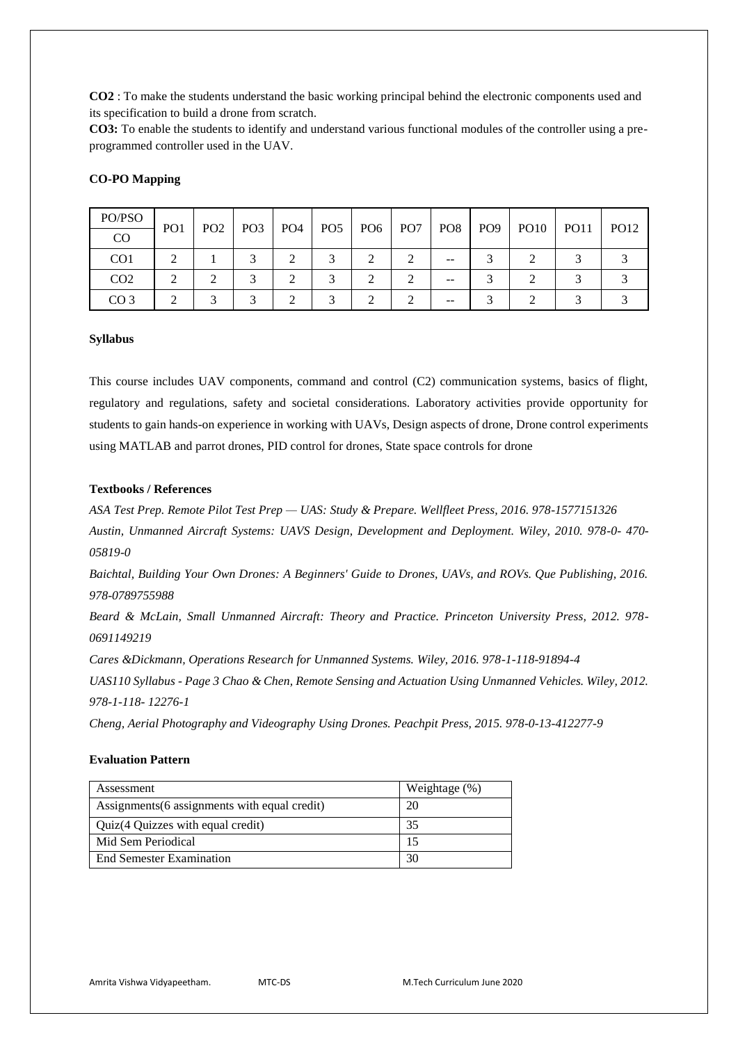**CO2** : To make the students understand the basic working principal behind the electronic components used and its specification to build a drone from scratch.

**CO3:** To enable the students to identify and understand various functional modules of the controller using a pre-programmed controller used in the UAV.

**CO-PO Mapping**

| PO/PSO<br>CO | PO1 | PO2 | PO3 | PO4 | PO5 | PO6 | PO7 | PO8 | PO9 | PO10 | PO11 | PO12 |
|---|---|---|---|---|---|---|---|---|---|---|---|---|
| CO1 | 2 | 1 | 3 | 2 | 3 | 2 | 2 | -- | 3 | 2 | 3 | 3 |
| CO2 | 2 | 2 | 3 | 2 | 3 | 2 | 2 | -- | 3 | 2 | 3 | 3 |
| CO 3 | 2 | 3 | 3 | 2 | 3 | 2 | 2 | -- | 3 | 2 | 3 | 3 |

**Syllabus**

This course includes UAV components, command and control (C2) communication systems, basics of flight, regulatory and regulations, safety and societal considerations. Laboratory activities provide opportunity for students to gain hands-on experience in working with UAVs, Design aspects of drone, Drone control experiments using MATLAB and parrot drones, PID control for drones, State space controls for drone

**Textbooks / References**

*ASA Test Prep. Remote Pilot Test Prep — UAS: Study & Prepare. Wellfleet Press, 2016. 978-1577151326*

*Austin, Unmanned Aircraft Systems: UAVS Design, Development and Deployment. Wiley, 2010. 978-0- 470-05819-0*

*Baichtal, Building Your Own Drones: A Beginners' Guide to Drones, UAVs, and ROVs. Que Publishing, 2016. 978-0789755988*

*Beard & McLain, Small Unmanned Aircraft: Theory and Practice. Princeton University Press, 2012. 978-0691149219*

*Cares &Dickmann, Operations Research for Unmanned Systems. Wiley, 2016. 978-1-118-91894-4*

*UAS110 Syllabus - Page 3 Chao & Chen, Remote Sensing and Actuation Using Unmanned Vehicles. Wiley, 2012. 978-1-118- 12276-1*

*Cheng, Aerial Photography and Videography Using Drones. Peachpit Press, 2015. 978-0-13-412277-9*

**Evaluation Pattern**

| Assessment | Weightage (%) |
|---|---|
| Assignments(6 assignments with equal credit) | 20 |
| Quiz(4 Quizzes with equal credit) | 35 |
| Mid Sem Periodical | 15 |
| End Semester Examination | 30 |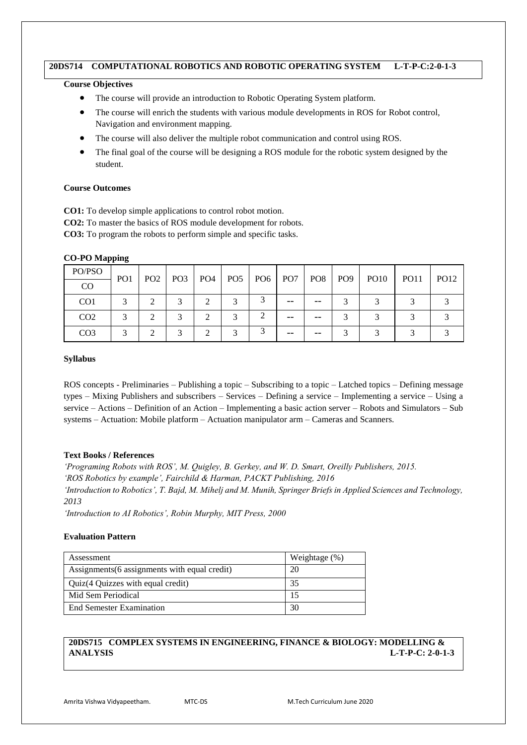## 20DS714 COMPUTATIONAL ROBOTICS AND ROBOTIC OPERATING SYSTEM L-T-P-C:2-0-1-3

**Course Objectives**

- The course will provide an introduction to Robotic Operating System platform.
- The course will enrich the students with various module developments in ROS for Robot control, Navigation and environment mapping.
- The course will also deliver the multiple robot communication and control using ROS.
- The final goal of the course will be designing a ROS module for the robotic system designed by the student.

**Course Outcomes**

**CO1:** To develop simple applications to control robot motion.
**CO2:** To master the basics of ROS module development for robots.
**CO3:** To program the robots to perform simple and specific tasks.

**CO-PO Mapping**

| PO/PSO<br>CO | PO1 | PO2 | PO3 | PO4 | PO5 | PO6 | PO7 | PO8 | PO9 | PO10 | PO11 | PO12 |
|---|---|---|---|---|---|---|---|---|---|---|---|---|
| CO1 | 3 | 2 | 3 | 2 | 3 | 3 | -- | -- | 3 | 3 | 3 | 3 |
| CO2 | 3 | 2 | 3 | 2 | 3 | 2 | -- | -- | 3 | 3 | 3 | 3 |
| CO3 | 3 | 2 | 3 | 2 | 3 | 3 | -- | -- | 3 | 3 | 3 | 3 |

**Syllabus**

ROS concepts - Preliminaries – Publishing a topic – Subscribing to a topic – Latched topics – Defining message types – Mixing Publishers and subscribers – Services – Defining a service – Implementing a service – Using a service – Actions – Definition of an Action – Implementing a basic action server – Robots and Simulators – Sub systems – Actuation: Mobile platform – Actuation manipulator arm – Cameras and Scanners.

**Text Books / References**

*'Programing Robots with ROS', M. Quigley, B. Gerkey, and W. D. Smart, Oreilly Publishers, 2015.*
*'ROS Robotics by example', Fairchild & Harman, PACKT Publishing, 2016*
*'Introduction to Robotics', T. Bajd, M. Mihelj and M. Munih, Springer Briefs in Applied Sciences and Technology, 2013*
*'Introduction to AI Robotics', Robin Murphy, MIT Press, 2000*

**Evaluation Pattern**

| Assessment | Weightage (%) |
|---|---|
| Assignments(6 assignments with equal credit) | 20 |
| Quiz(4 Quizzes with equal credit) | 35 |
| Mid Sem Periodical | 15 |
| End Semester Examination | 30 |

## 20DS715 COMPLEX SYSTEMS IN ENGINEERING, FINANCE & BIOLOGY: MODELLING & ANALYSIS L-T-P-C: 2-0-1-3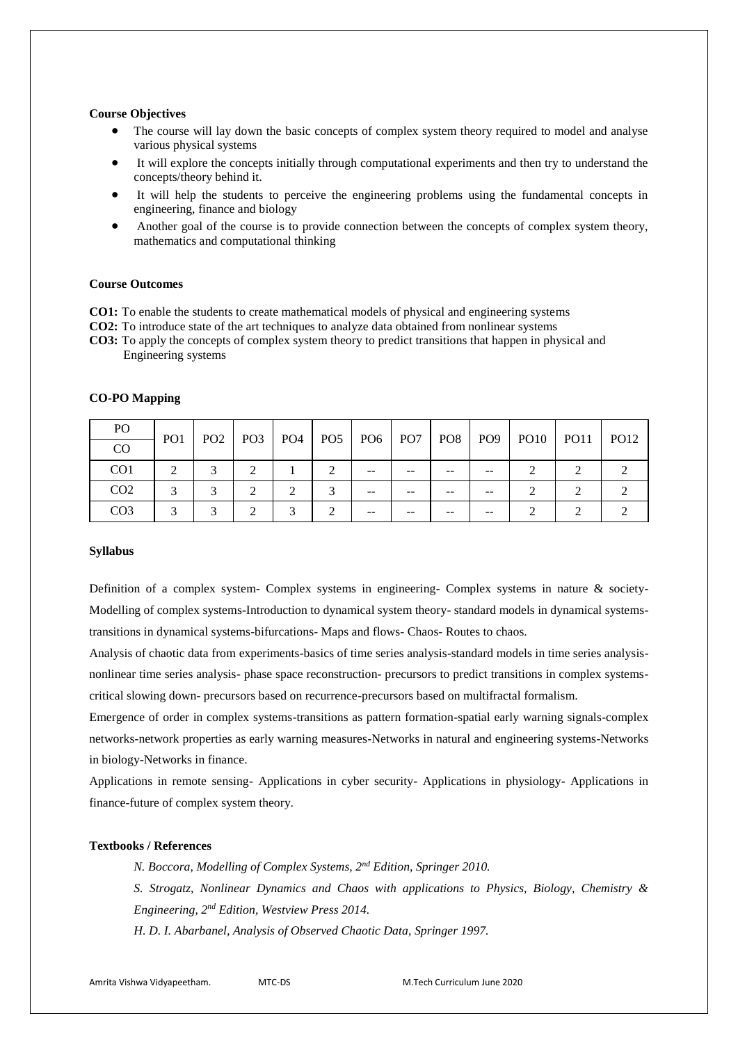**Course Objectives**

- The course will lay down the basic concepts of complex system theory required to model and analyse various physical systems
- It will explore the concepts initially through computational experiments and then try to understand the concepts/theory behind it.
- It will help the students to perceive the engineering problems using the fundamental concepts in engineering, finance and biology
- Another goal of the course is to provide connection between the concepts of complex system theory, mathematics and computational thinking

**Course Outcomes**

**CO1:** To enable the students to create mathematical models of physical and engineering systems

**CO2:** To introduce state of the art techniques to analyze data obtained from nonlinear systems

**CO3:** To apply the concepts of complex system theory to predict transitions that happen in physical and Engineering systems

**CO-PO Mapping**

| PO / CO | PO1 | PO2 | PO3 | PO4 | PO5 | PO6 | PO7 | PO8 | PO9 | PO10 | PO11 | PO12 |
|---|---|---|---|---|---|---|---|---|---|---|---|---|
| CO1 | 2 | 3 | 2 | 1 | 2 | -- | -- | -- | -- | 2 | 2 | 2 |
| CO2 | 3 | 3 | 2 | 2 | 3 | -- | -- | -- | -- | 2 | 2 | 2 |
| CO3 | 3 | 3 | 2 | 3 | 2 | -- | -- | -- | -- | 2 | 2 | 2 |

**Syllabus**

Definition of a complex system- Complex systems in engineering- Complex systems in nature & society-Modelling of complex systems-Introduction to dynamical system theory- standard models in dynamical systems-transitions in dynamical systems-bifurcations- Maps and flows- Chaos- Routes to chaos.

Analysis of chaotic data from experiments-basics of time series analysis-standard models in time series analysis-nonlinear time series analysis- phase space reconstruction- precursors to predict transitions in complex systems-critical slowing down- precursors based on recurrence-precursors based on multifractal formalism.

Emergence of order in complex systems-transitions as pattern formation-spatial early warning signals-complex networks-network properties as early warning measures-Networks in natural and engineering systems-Networks in biology-Networks in finance.

Applications in remote sensing- Applications in cyber security- Applications in physiology- Applications in finance-future of complex system theory.

**Textbooks / References**

*N. Boccora, Modelling of Complex Systems, 2nd Edition, Springer 2010.*

*S. Strogatz, Nonlinear Dynamics and Chaos with applications to Physics, Biology, Chemistry & Engineering, 2nd Edition, Westview Press 2014.*

*H. D. I. Abarbanel, Analysis of Observed Chaotic Data, Springer 1997.*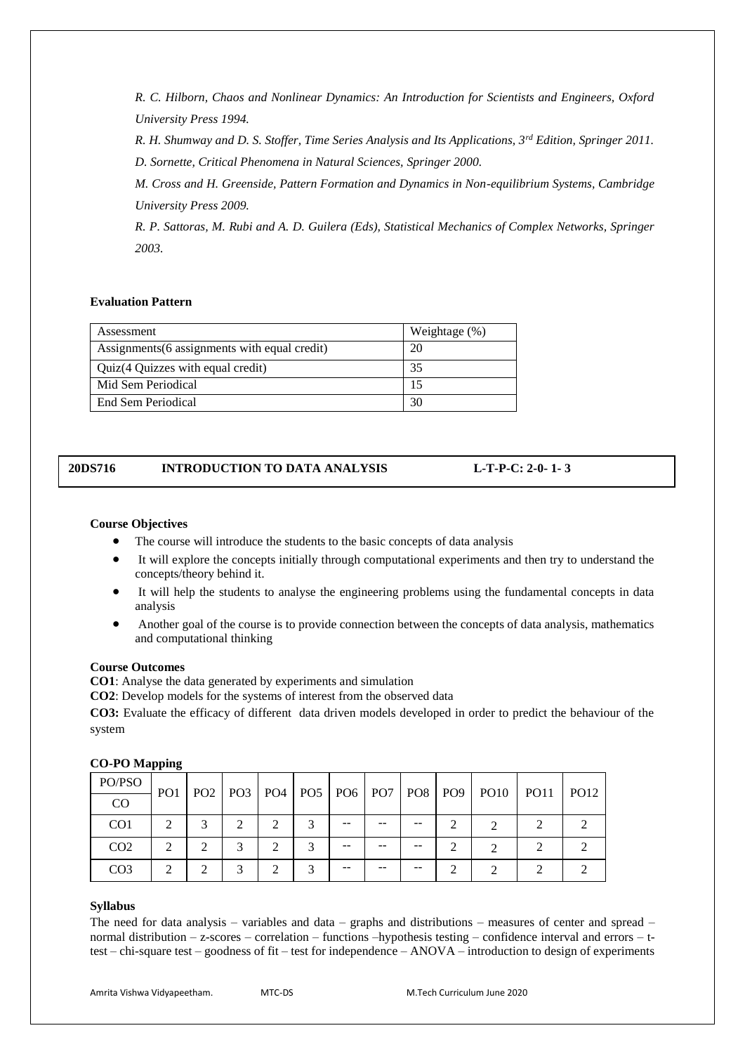*R. C. Hilborn, Chaos and Nonlinear Dynamics: An Introduction for Scientists and Engineers, Oxford University Press 1994.*

*R. H. Shumway and D. S. Stoffer, Time Series Analysis and Its Applications, 3rd Edition, Springer 2011.*

*D. Sornette, Critical Phenomena in Natural Sciences, Springer 2000.*

*M. Cross and H. Greenside, Pattern Formation and Dynamics in Non-equilibrium Systems, Cambridge University Press 2009.*

*R. P. Sattoras, M. Rubi and A. D. Guilera (Eds), Statistical Mechanics of Complex Networks, Springer 2003.*

**Evaluation Pattern**

| Assessment | Weightage (%) |
|---|---|
| Assignments(6 assignments with equal credit) | 20 |
| Quiz(4 Quizzes with equal credit) | 35 |
| Mid Sem Periodical | 15 |
| End Sem Periodical | 30 |

## 20DS716 INTRODUCTION TO DATA ANALYSIS L-T-P-C: 2-0- 1- 3

**Course Objectives**

- The course will introduce the students to the basic concepts of data analysis
- It will explore the concepts initially through computational experiments and then try to understand the concepts/theory behind it.
- It will help the students to analyse the engineering problems using the fundamental concepts in data analysis
- Another goal of the course is to provide connection between the concepts of data analysis, mathematics and computational thinking

**Course Outcomes**

**CO1**: Analyse the data generated by experiments and simulation

**CO2**: Develop models for the systems of interest from the observed data

**CO3:** Evaluate the efficacy of different data driven models developed in order to predict the behaviour of the system

**CO-PO Mapping**

| PO/PSO<br>CO | PO1 | PO2 | PO3 | PO4 | PO5 | PO6 | PO7 | PO8 | PO9 | PO10 | PO11 | PO12 |
|---|---|---|---|---|---|---|---|---|---|---|---|---|
| CO1 | 2 | 3 | 2 | 2 | 3 | -- | -- | -- | 2 | 2 | 2 | 2 |
| CO2 | 2 | 2 | 3 | 2 | 3 | -- | -- | -- | 2 | 2 | 2 | 2 |
| CO3 | 2 | 2 | 3 | 2 | 3 | -- | -- | -- | 2 | 2 | 2 | 2 |

**Syllabus**

The need for data analysis – variables and data – graphs and distributions – measures of center and spread – normal distribution – z-scores – correlation – functions –hypothesis testing – confidence interval and errors – t-test – chi-square test – goodness of fit – test for independence – ANOVA – introduction to design of experiments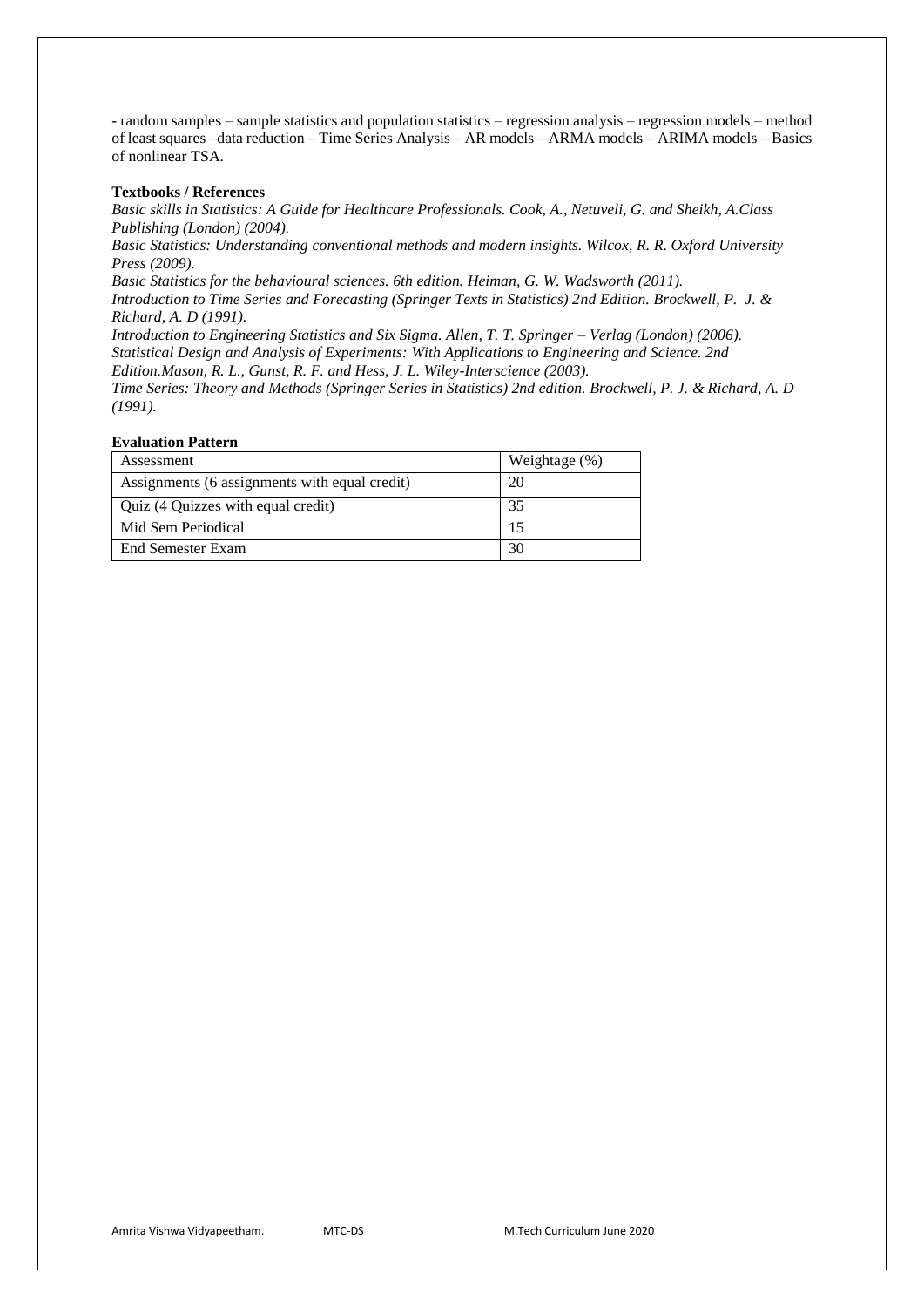- random samples – sample statistics and population statistics – regression analysis – regression models – method of least squares –data reduction – Time Series Analysis – AR models – ARMA models – ARIMA models – Basics of nonlinear TSA.

**Textbooks / References**

*Basic skills in Statistics: A Guide for Healthcare Professionals. Cook, A., Netuveli, G. and Sheikh, A.Class Publishing (London) (2004).*

*Basic Statistics: Understanding conventional methods and modern insights. Wilcox, R. R. Oxford University Press (2009).*

*Basic Statistics for the behavioural sciences. 6th edition. Heiman, G. W. Wadsworth (2011).*

*Introduction to Time Series and Forecasting (Springer Texts in Statistics) 2nd Edition. Brockwell, P. J. & Richard, A. D (1991).*

*Introduction to Engineering Statistics and Six Sigma. Allen, T. T. Springer – Verlag (London) (2006).*

*Statistical Design and Analysis of Experiments: With Applications to Engineering and Science. 2nd Edition.Mason, R. L., Gunst, R. F. and Hess, J. L. Wiley-Interscience (2003).*

*Time Series: Theory and Methods (Springer Series in Statistics) 2nd edition. Brockwell, P. J. & Richard, A. D (1991).*

**Evaluation Pattern**

| Assessment | Weightage (%) |
|---|---|
| Assignments (6 assignments with equal credit) | 20 |
| Quiz (4 Quizzes with equal credit) | 35 |
| Mid Sem Periodical | 15 |
| End Semester Exam | 30 |